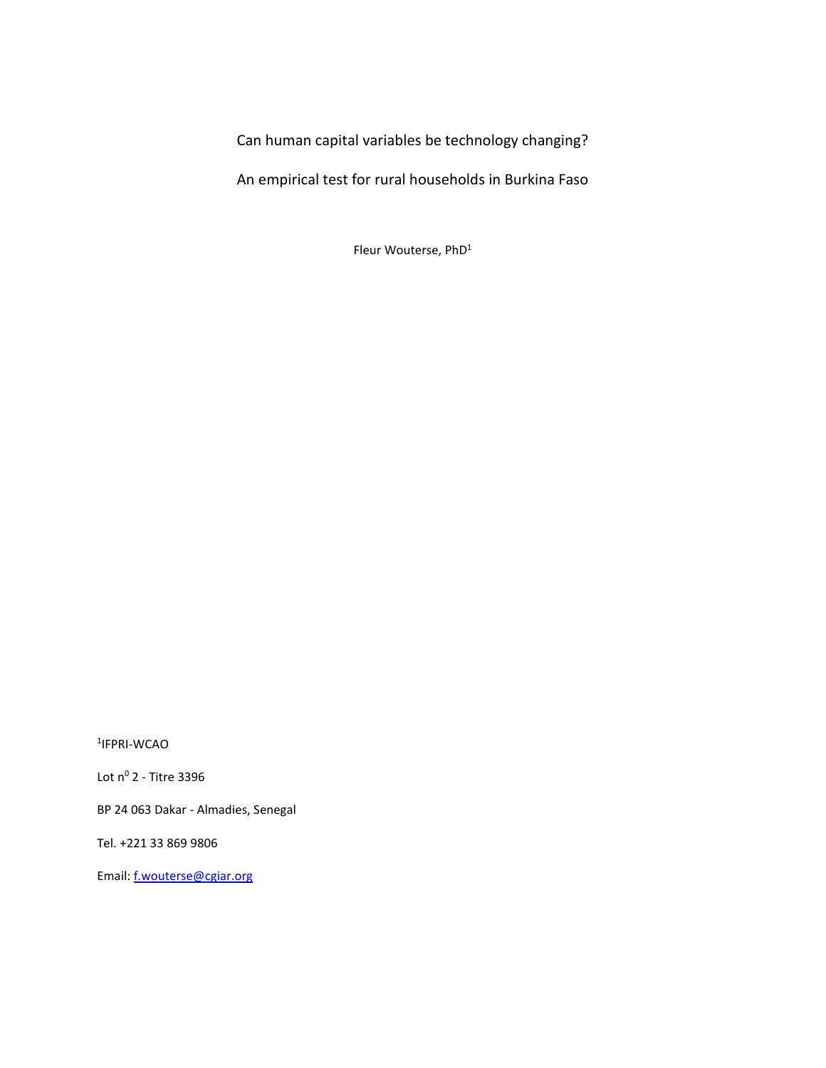# Can human capital variables be technology changing?

## An empirical test for rural households in Burkina Faso

Fleur Wouterse, PhD[1]

[1]IFPRI-WCAO

Lot n[0] 2 - Titre 3396

BP 24 063 Dakar - Almadies, Senegal

Tel. +221 33 869 9806

Email: f.wouterse@cgiar.org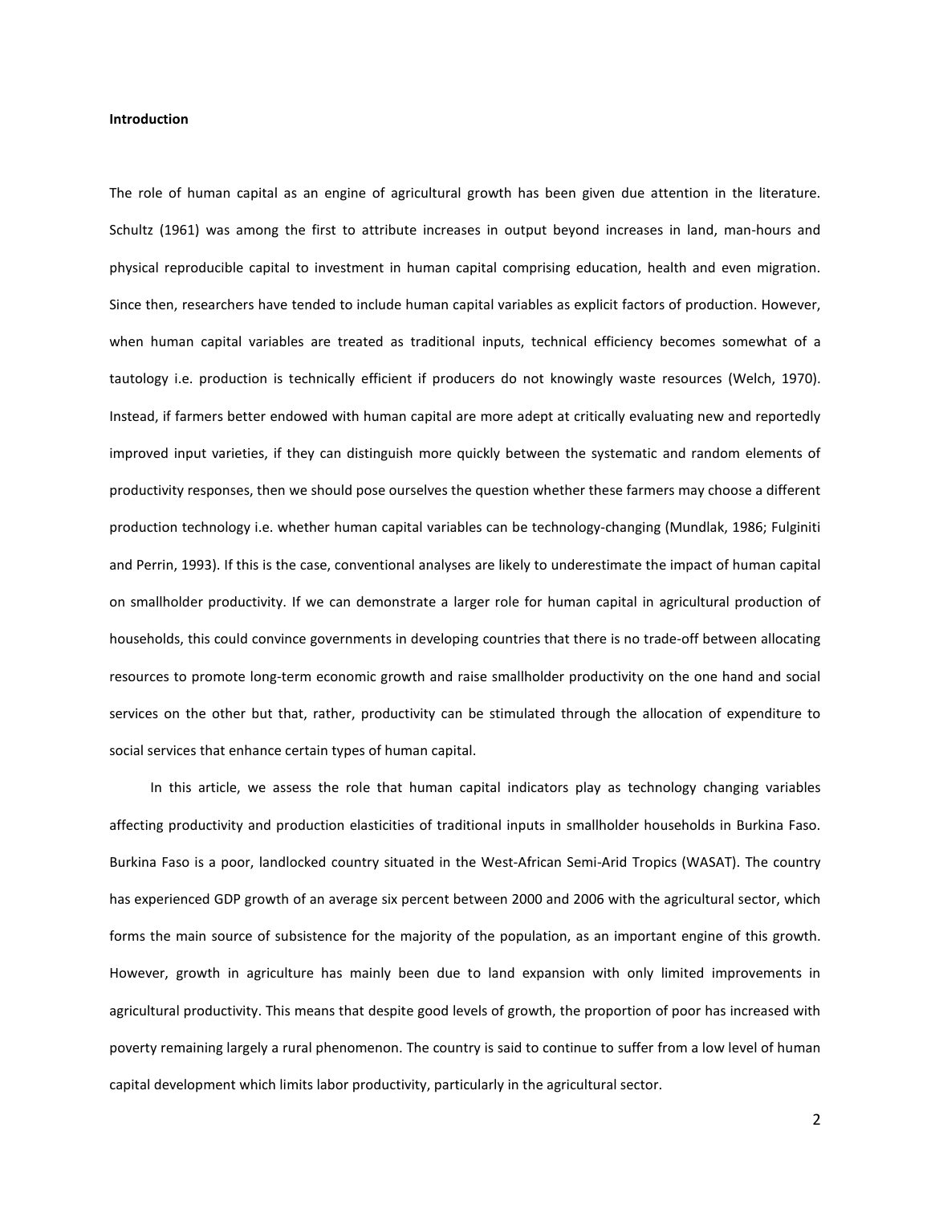**Introduction**

The role of human capital as an engine of agricultural growth has been given due attention in the literature. Schultz (1961) was among the first to attribute increases in output beyond increases in land, man-hours and physical reproducible capital to investment in human capital comprising education, health and even migration. Since then, researchers have tended to include human capital variables as explicit factors of production. However, when human capital variables are treated as traditional inputs, technical efficiency becomes somewhat of a tautology i.e. production is technically efficient if producers do not knowingly waste resources (Welch, 1970). Instead, if farmers better endowed with human capital are more adept at critically evaluating new and reportedly improved input varieties, if they can distinguish more quickly between the systematic and random elements of productivity responses, then we should pose ourselves the question whether these farmers may choose a different production technology i.e. whether human capital variables can be technology-changing (Mundlak, 1986; Fulginiti and Perrin, 1993). If this is the case, conventional analyses are likely to underestimate the impact of human capital on smallholder productivity. If we can demonstrate a larger role for human capital in agricultural production of households, this could convince governments in developing countries that there is no trade-off between allocating resources to promote long-term economic growth and raise smallholder productivity on the one hand and social services on the other but that, rather, productivity can be stimulated through the allocation of expenditure to social services that enhance certain types of human capital.

In this article, we assess the role that human capital indicators play as technology changing variables affecting productivity and production elasticities of traditional inputs in smallholder households in Burkina Faso. Burkina Faso is a poor, landlocked country situated in the West-African Semi-Arid Tropics (WASAT). The country has experienced GDP growth of an average six percent between 2000 and 2006 with the agricultural sector, which forms the main source of subsistence for the majority of the population, as an important engine of this growth. However, growth in agriculture has mainly been due to land expansion with only limited improvements in agricultural productivity. This means that despite good levels of growth, the proportion of poor has increased with poverty remaining largely a rural phenomenon. The country is said to continue to suffer from a low level of human capital development which limits labor productivity, particularly in the agricultural sector.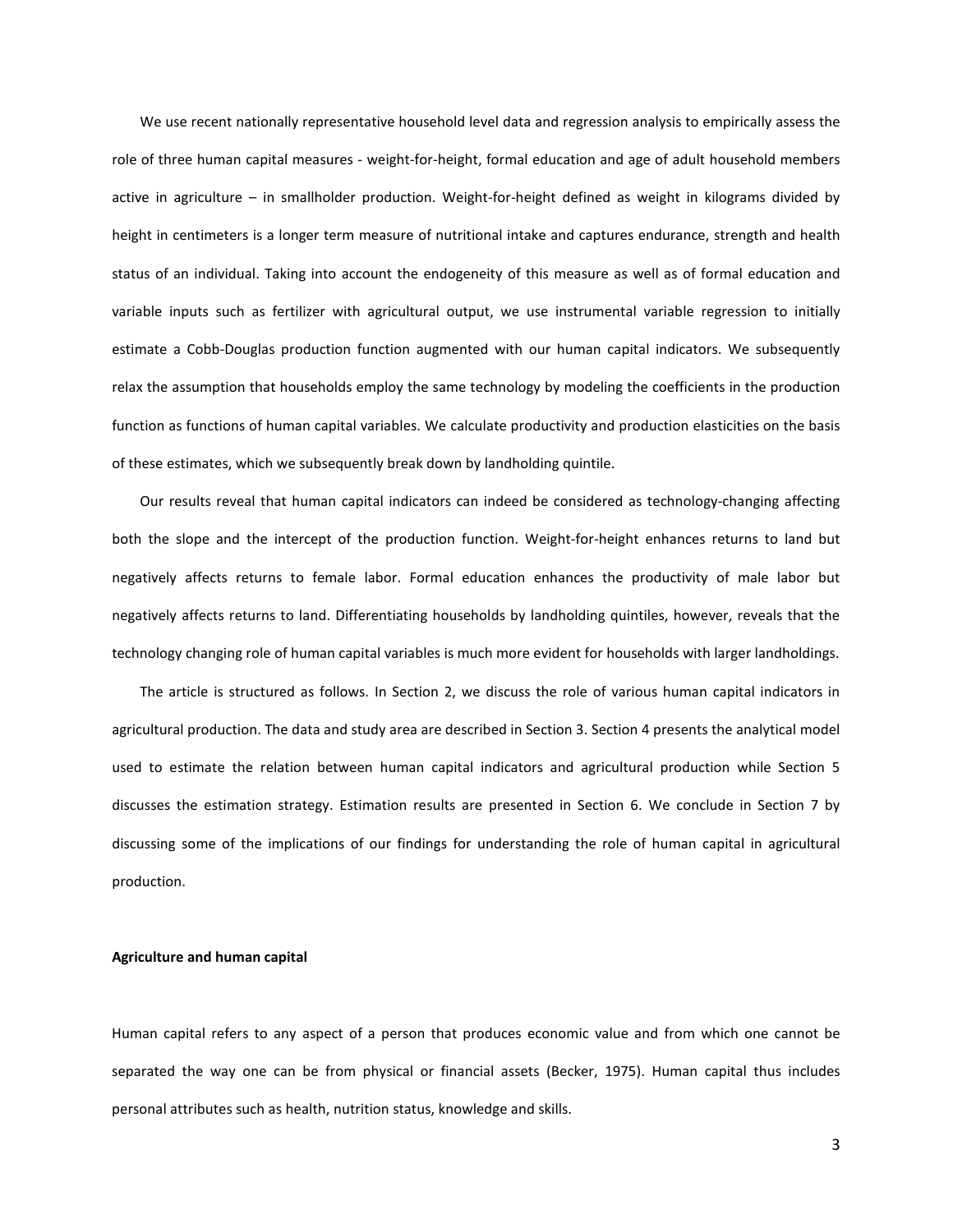We use recent nationally representative household level data and regression analysis to empirically assess the role of three human capital measures - weight-for-height, formal education and age of adult household members active in agriculture – in smallholder production. Weight-for-height defined as weight in kilograms divided by height in centimeters is a longer term measure of nutritional intake and captures endurance, strength and health status of an individual. Taking into account the endogeneity of this measure as well as of formal education and variable inputs such as fertilizer with agricultural output, we use instrumental variable regression to initially estimate a Cobb-Douglas production function augmented with our human capital indicators. We subsequently relax the assumption that households employ the same technology by modeling the coefficients in the production function as functions of human capital variables. We calculate productivity and production elasticities on the basis of these estimates, which we subsequently break down by landholding quintile.

Our results reveal that human capital indicators can indeed be considered as technology-changing affecting both the slope and the intercept of the production function. Weight-for-height enhances returns to land but negatively affects returns to female labor. Formal education enhances the productivity of male labor but negatively affects returns to land. Differentiating households by landholding quintiles, however, reveals that the technology changing role of human capital variables is much more evident for households with larger landholdings.

The article is structured as follows. In Section 2, we discuss the role of various human capital indicators in agricultural production. The data and study area are described in Section 3. Section 4 presents the analytical model used to estimate the relation between human capital indicators and agricultural production while Section 5 discusses the estimation strategy. Estimation results are presented in Section 6. We conclude in Section 7 by discussing some of the implications of our findings for understanding the role of human capital in agricultural production.

## Agriculture and human capital

Human capital refers to any aspect of a person that produces economic value and from which one cannot be separated the way one can be from physical or financial assets (Becker, 1975). Human capital thus includes personal attributes such as health, nutrition status, knowledge and skills.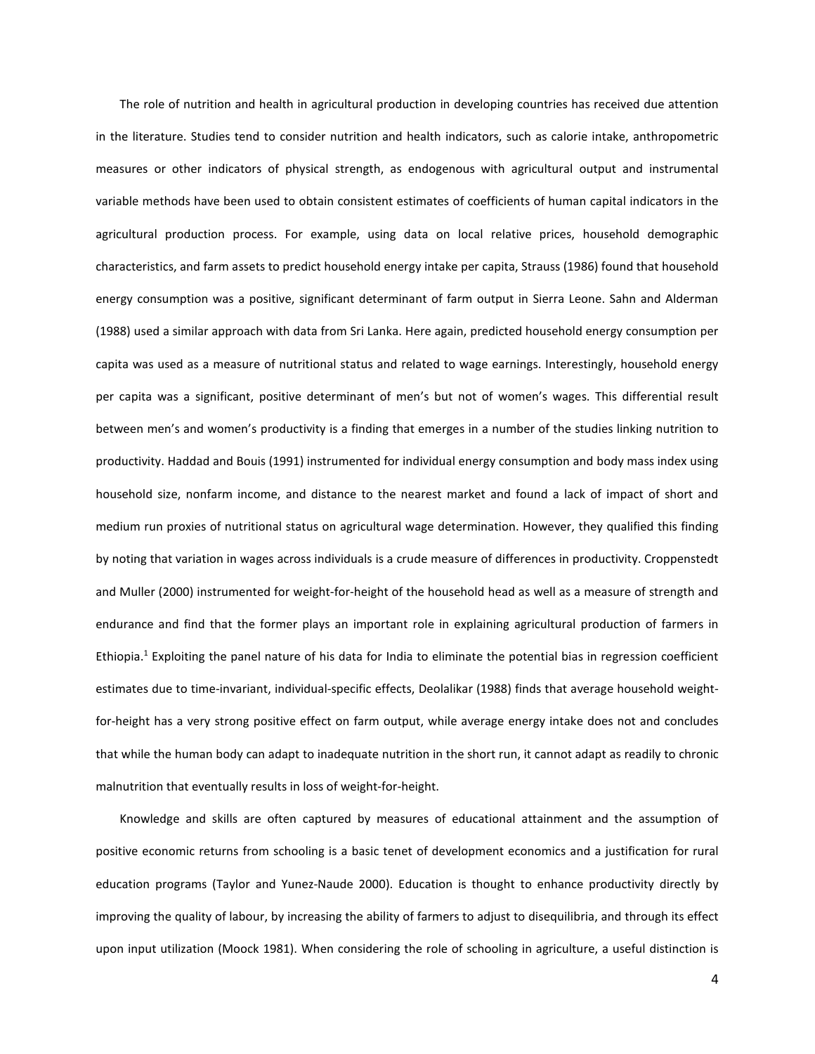The role of nutrition and health in agricultural production in developing countries has received due attention in the literature. Studies tend to consider nutrition and health indicators, such as calorie intake, anthropometric measures or other indicators of physical strength, as endogenous with agricultural output and instrumental variable methods have been used to obtain consistent estimates of coefficients of human capital indicators in the agricultural production process. For example, using data on local relative prices, household demographic characteristics, and farm assets to predict household energy intake per capita, Strauss (1986) found that household energy consumption was a positive, significant determinant of farm output in Sierra Leone. Sahn and Alderman (1988) used a similar approach with data from Sri Lanka. Here again, predicted household energy consumption per capita was used as a measure of nutritional status and related to wage earnings. Interestingly, household energy per capita was a significant, positive determinant of men's but not of women's wages. This differential result between men's and women's productivity is a finding that emerges in a number of the studies linking nutrition to productivity. Haddad and Bouis (1991) instrumented for individual energy consumption and body mass index using household size, nonfarm income, and distance to the nearest market and found a lack of impact of short and medium run proxies of nutritional status on agricultural wage determination. However, they qualified this finding by noting that variation in wages across individuals is a crude measure of differences in productivity. Croppenstedt and Muller (2000) instrumented for weight-for-height of the household head as well as a measure of strength and endurance and find that the former plays an important role in explaining agricultural production of farmers in Ethiopia.[1] Exploiting the panel nature of his data for India to eliminate the potential bias in regression coefficient estimates due to time-invariant, individual-specific effects, Deolalikar (1988) finds that average household weight-for-height has a very strong positive effect on farm output, while average energy intake does not and concludes that while the human body can adapt to inadequate nutrition in the short run, it cannot adapt as readily to chronic malnutrition that eventually results in loss of weight-for-height.

Knowledge and skills are often captured by measures of educational attainment and the assumption of positive economic returns from schooling is a basic tenet of development economics and a justification for rural education programs (Taylor and Yunez-Naude 2000). Education is thought to enhance productivity directly by improving the quality of labour, by increasing the ability of farmers to adjust to disequilibria, and through its effect upon input utilization (Moock 1981). When considering the role of schooling in agriculture, a useful distinction is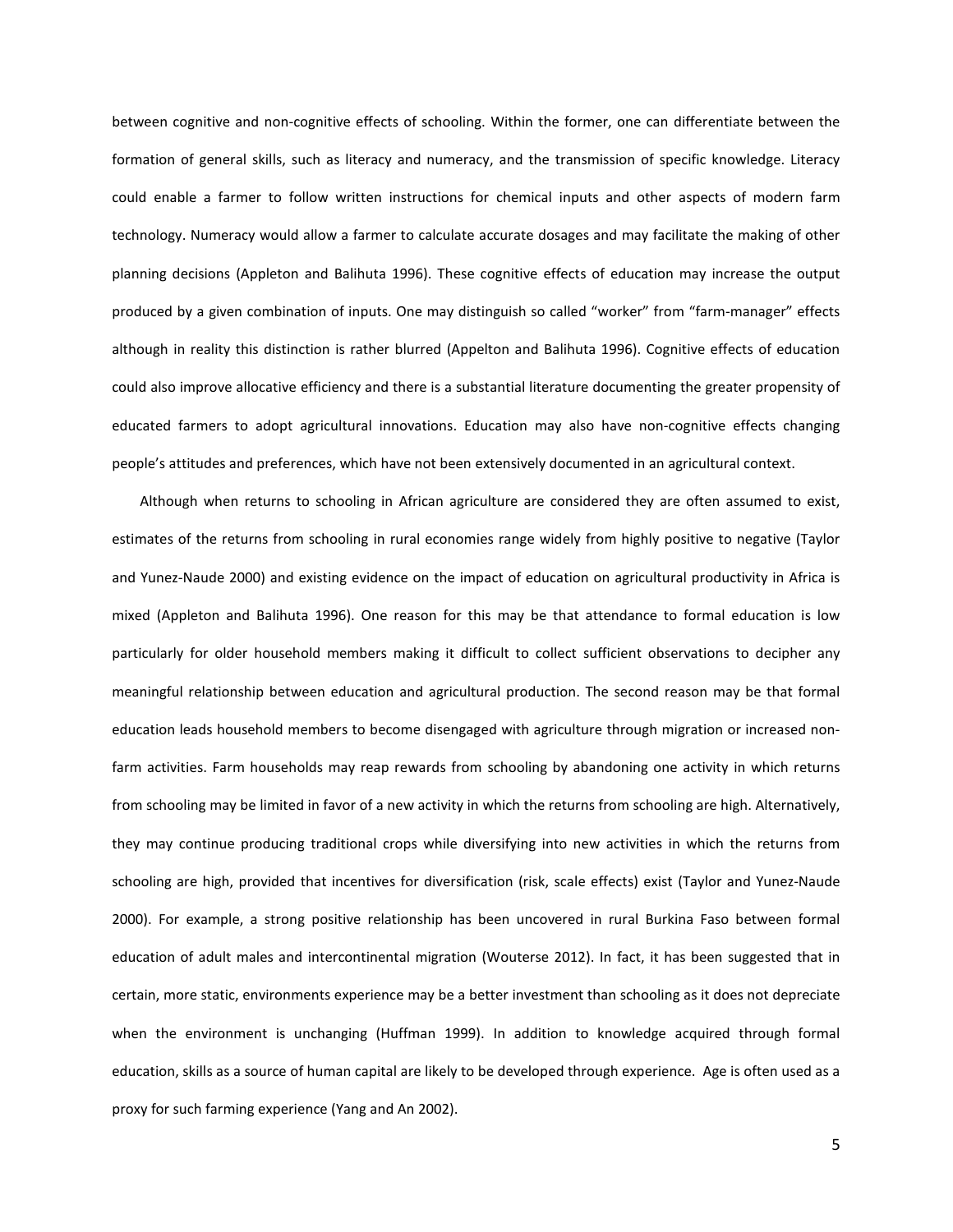between cognitive and non-cognitive effects of schooling. Within the former, one can differentiate between the formation of general skills, such as literacy and numeracy, and the transmission of specific knowledge. Literacy could enable a farmer to follow written instructions for chemical inputs and other aspects of modern farm technology. Numeracy would allow a farmer to calculate accurate dosages and may facilitate the making of other planning decisions (Appleton and Balihuta 1996). These cognitive effects of education may increase the output produced by a given combination of inputs. One may distinguish so called "worker" from "farm-manager" effects although in reality this distinction is rather blurred (Appelton and Balihuta 1996). Cognitive effects of education could also improve allocative efficiency and there is a substantial literature documenting the greater propensity of educated farmers to adopt agricultural innovations. Education may also have non-cognitive effects changing people's attitudes and preferences, which have not been extensively documented in an agricultural context.

Although when returns to schooling in African agriculture are considered they are often assumed to exist, estimates of the returns from schooling in rural economies range widely from highly positive to negative (Taylor and Yunez-Naude 2000) and existing evidence on the impact of education on agricultural productivity in Africa is mixed (Appleton and Balihuta 1996). One reason for this may be that attendance to formal education is low particularly for older household members making it difficult to collect sufficient observations to decipher any meaningful relationship between education and agricultural production. The second reason may be that formal education leads household members to become disengaged with agriculture through migration or increased non-farm activities. Farm households may reap rewards from schooling by abandoning one activity in which returns from schooling may be limited in favor of a new activity in which the returns from schooling are high. Alternatively, they may continue producing traditional crops while diversifying into new activities in which the returns from schooling are high, provided that incentives for diversification (risk, scale effects) exist (Taylor and Yunez-Naude 2000). For example, a strong positive relationship has been uncovered in rural Burkina Faso between formal education of adult males and intercontinental migration (Wouterse 2012). In fact, it has been suggested that in certain, more static, environments experience may be a better investment than schooling as it does not depreciate when the environment is unchanging (Huffman 1999). In addition to knowledge acquired through formal education, skills as a source of human capital are likely to be developed through experience. Age is often used as a proxy for such farming experience (Yang and An 2002).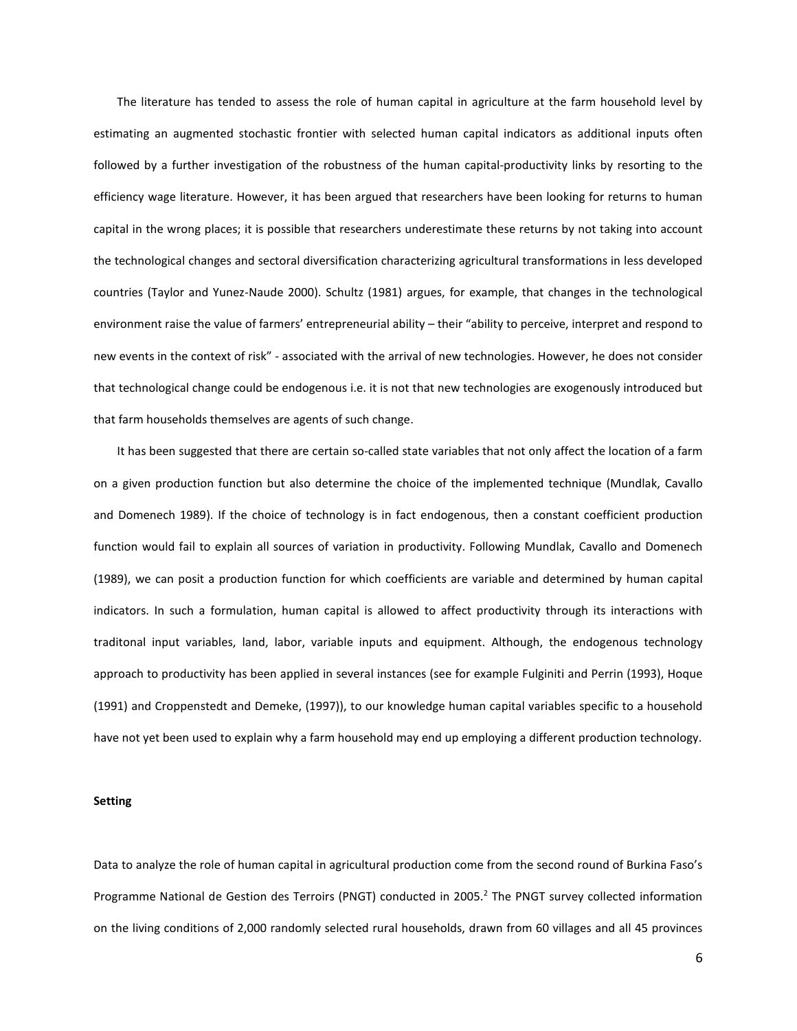The literature has tended to assess the role of human capital in agriculture at the farm household level by estimating an augmented stochastic frontier with selected human capital indicators as additional inputs often followed by a further investigation of the robustness of the human capital-productivity links by resorting to the efficiency wage literature. However, it has been argued that researchers have been looking for returns to human capital in the wrong places; it is possible that researchers underestimate these returns by not taking into account the technological changes and sectoral diversification characterizing agricultural transformations in less developed countries (Taylor and Yunez-Naude 2000). Schultz (1981) argues, for example, that changes in the technological environment raise the value of farmers' entrepreneurial ability – their "ability to perceive, interpret and respond to new events in the context of risk" - associated with the arrival of new technologies. However, he does not consider that technological change could be endogenous i.e. it is not that new technologies are exogenously introduced but that farm households themselves are agents of such change.

It has been suggested that there are certain so-called state variables that not only affect the location of a farm on a given production function but also determine the choice of the implemented technique (Mundlak, Cavallo and Domenech 1989). If the choice of technology is in fact endogenous, then a constant coefficient production function would fail to explain all sources of variation in productivity. Following Mundlak, Cavallo and Domenech (1989), we can posit a production function for which coefficients are variable and determined by human capital indicators. In such a formulation, human capital is allowed to affect productivity through its interactions with traditonal input variables, land, labor, variable inputs and equipment. Although, the endogenous technology approach to productivity has been applied in several instances (see for example Fulginiti and Perrin (1993), Hoque (1991) and Croppenstedt and Demeke, (1997)), to our knowledge human capital variables specific to a household have not yet been used to explain why a farm household may end up employing a different production technology.

**Setting**

Data to analyze the role of human capital in agricultural production come from the second round of Burkina Faso's Programme National de Gestion des Terroirs (PNGT) conducted in 2005.[2] The PNGT survey collected information on the living conditions of 2,000 randomly selected rural households, drawn from 60 villages and all 45 provinces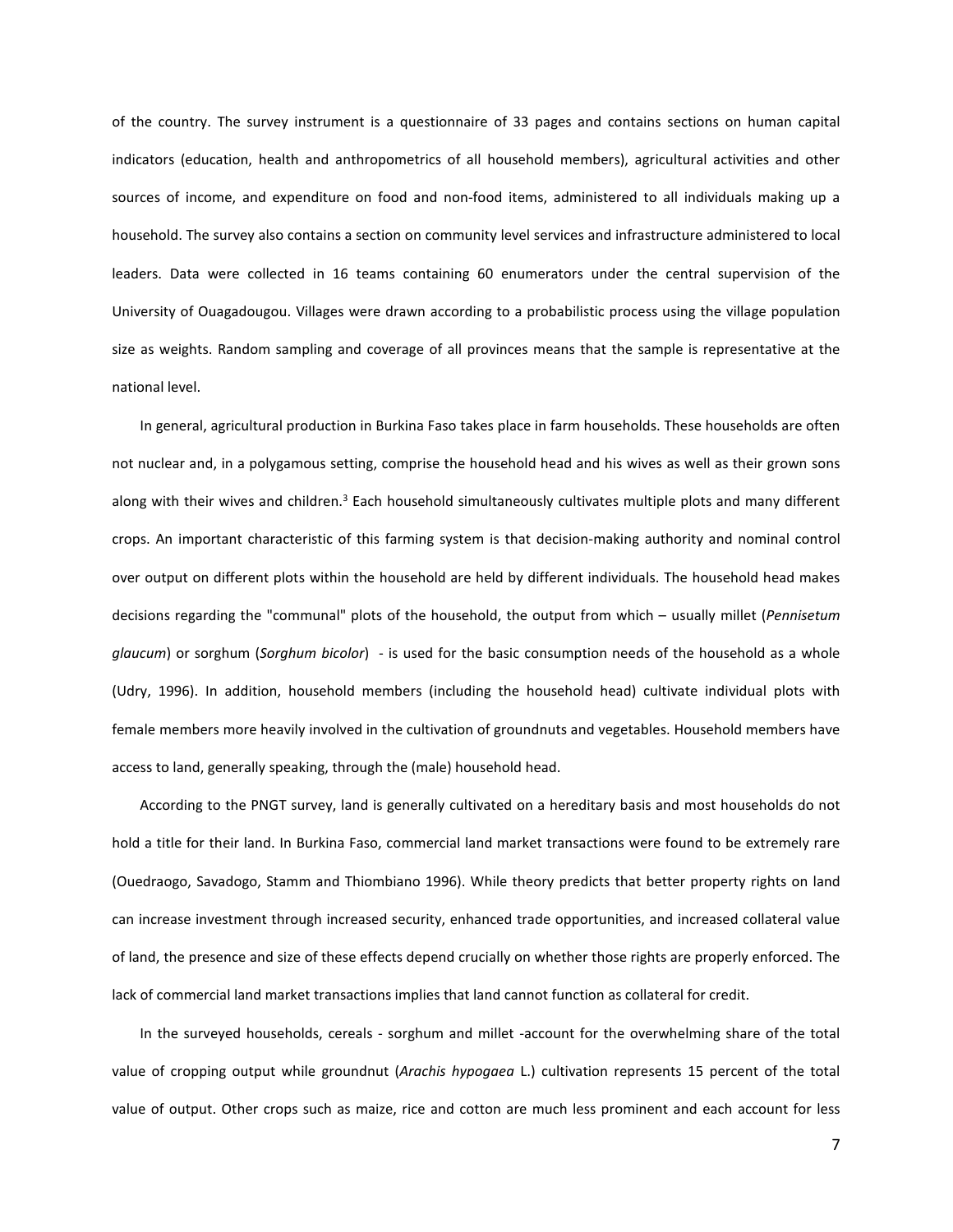of the country. The survey instrument is a questionnaire of 33 pages and contains sections on human capital indicators (education, health and anthropometrics of all household members), agricultural activities and other sources of income, and expenditure on food and non-food items, administered to all individuals making up a household. The survey also contains a section on community level services and infrastructure administered to local leaders. Data were collected in 16 teams containing 60 enumerators under the central supervision of the University of Ouagadougou. Villages were drawn according to a probabilistic process using the village population size as weights. Random sampling and coverage of all provinces means that the sample is representative at the national level.

In general, agricultural production in Burkina Faso takes place in farm households. These households are often not nuclear and, in a polygamous setting, comprise the household head and his wives as well as their grown sons along with their wives and children.[3] Each household simultaneously cultivates multiple plots and many different crops. An important characteristic of this farming system is that decision-making authority and nominal control over output on different plots within the household are held by different individuals. The household head makes decisions regarding the "communal" plots of the household, the output from which – usually millet (*Pennisetum glaucum*) or sorghum (*Sorghum bicolor*) - is used for the basic consumption needs of the household as a whole (Udry, 1996). In addition, household members (including the household head) cultivate individual plots with female members more heavily involved in the cultivation of groundnuts and vegetables. Household members have access to land, generally speaking, through the (male) household head.

According to the PNGT survey, land is generally cultivated on a hereditary basis and most households do not hold a title for their land. In Burkina Faso, commercial land market transactions were found to be extremely rare (Ouedraogo, Savadogo, Stamm and Thiombiano 1996). While theory predicts that better property rights on land can increase investment through increased security, enhanced trade opportunities, and increased collateral value of land, the presence and size of these effects depend crucially on whether those rights are properly enforced. The lack of commercial land market transactions implies that land cannot function as collateral for credit.

In the surveyed households, cereals - sorghum and millet -account for the overwhelming share of the total value of cropping output while groundnut (*Arachis hypogaea* L.) cultivation represents 15 percent of the total value of output. Other crops such as maize, rice and cotton are much less prominent and each account for less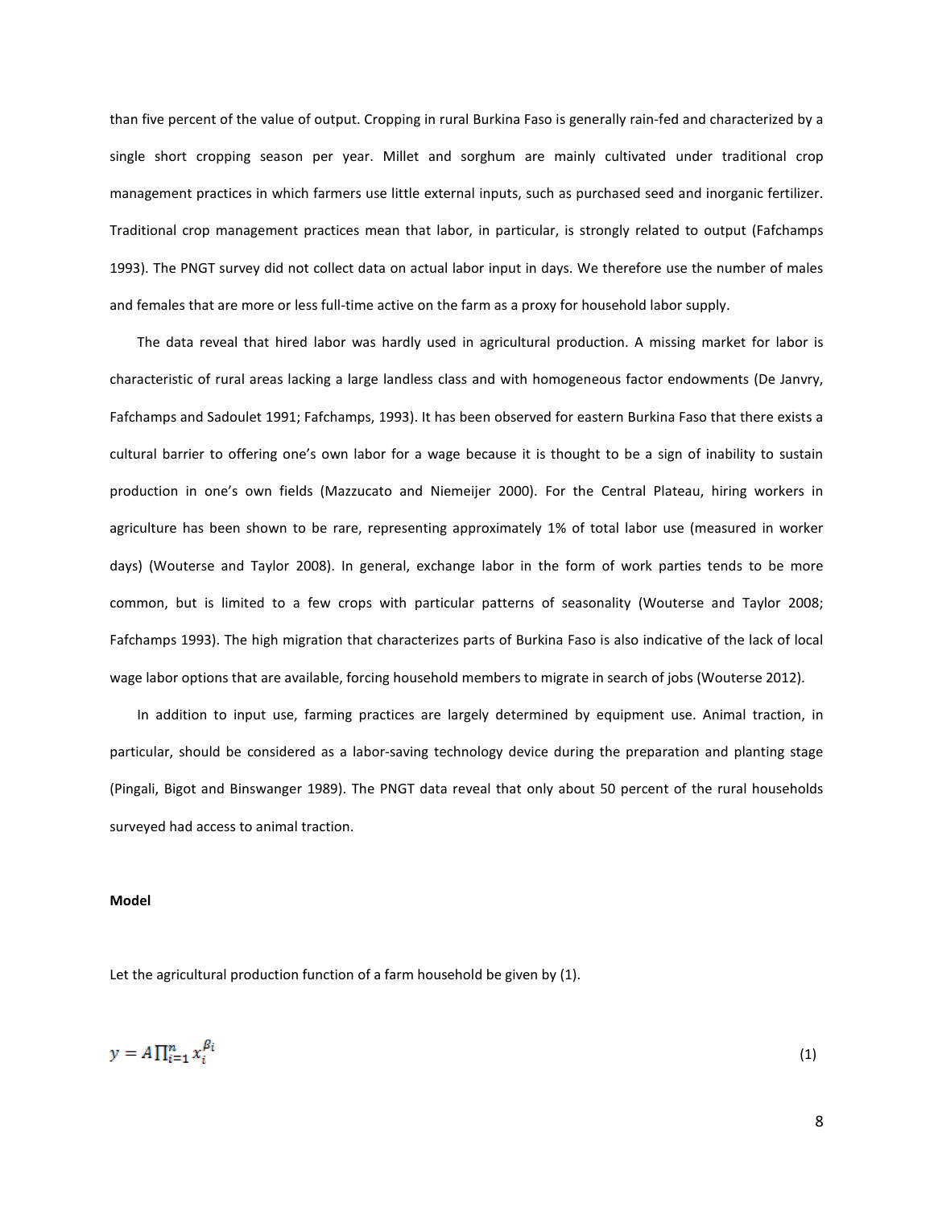than five percent of the value of output. Cropping in rural Burkina Faso is generally rain-fed and characterized by a single short cropping season per year. Millet and sorghum are mainly cultivated under traditional crop management practices in which farmers use little external inputs, such as purchased seed and inorganic fertilizer. Traditional crop management practices mean that labor, in particular, is strongly related to output (Fafchamps 1993). The PNGT survey did not collect data on actual labor input in days. We therefore use the number of males and females that are more or less full-time active on the farm as a proxy for household labor supply.

The data reveal that hired labor was hardly used in agricultural production. A missing market for labor is characteristic of rural areas lacking a large landless class and with homogeneous factor endowments (De Janvry, Fafchamps and Sadoulet 1991; Fafchamps, 1993). It has been observed for eastern Burkina Faso that there exists a cultural barrier to offering one's own labor for a wage because it is thought to be a sign of inability to sustain production in one's own fields (Mazzucato and Niemeijer 2000). For the Central Plateau, hiring workers in agriculture has been shown to be rare, representing approximately 1% of total labor use (measured in worker days) (Wouterse and Taylor 2008). In general, exchange labor in the form of work parties tends to be more common, but is limited to a few crops with particular patterns of seasonality (Wouterse and Taylor 2008; Fafchamps 1993). The high migration that characterizes parts of Burkina Faso is also indicative of the lack of local wage labor options that are available, forcing household members to migrate in search of jobs (Wouterse 2012).

In addition to input use, farming practices are largely determined by equipment use. Animal traction, in particular, should be considered as a labor-saving technology device during the preparation and planting stage (Pingali, Bigot and Binswanger 1989). The PNGT data reveal that only about 50 percent of the rural households surveyed had access to animal traction.

**Model**

Let the agricultural production function of a farm household be given by (1).

$$y = A\prod_{i=1}^{n} x_i^{\beta_i} \tag{1}$$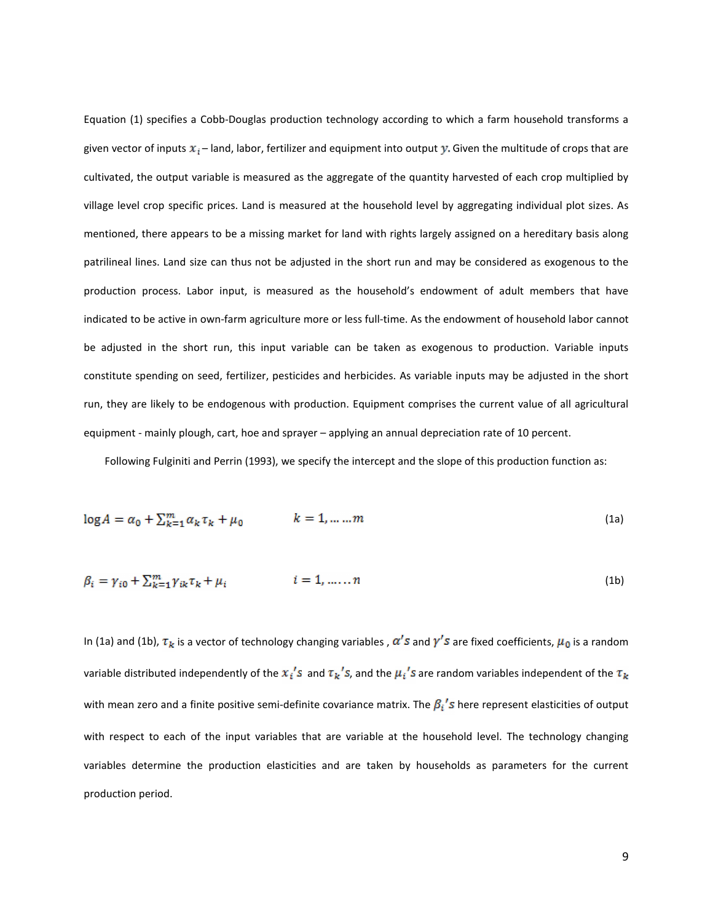Equation (1) specifies a Cobb-Douglas production technology according to which a farm household transforms a given vector of inputs $x_i$ – land, labor, fertilizer and equipment into output $y$. Given the multitude of crops that are cultivated, the output variable is measured as the aggregate of the quantity harvested of each crop multiplied by village level crop specific prices. Land is measured at the household level by aggregating individual plot sizes. As mentioned, there appears to be a missing market for land with rights largely assigned on a hereditary basis along patrilineal lines. Land size can thus not be adjusted in the short run and may be considered as exogenous to the production process. Labor input, is measured as the household's endowment of adult members that have indicated to be active in own-farm agriculture more or less full-time. As the endowment of household labor cannot be adjusted in the short run, this input variable can be taken as exogenous to production. Variable inputs constitute spending on seed, fertilizer, pesticides and herbicides. As variable inputs may be adjusted in the short run, they are likely to be endogenous with production. Equipment comprises the current value of all agricultural equipment - mainly plough, cart, hoe and sprayer – applying an annual depreciation rate of 10 percent.

Following Fulginiti and Perrin (1993), we specify the intercept and the slope of this production function as:

$$\log A = \alpha_0 + \sum_{k=1}^{m} \alpha_k \tau_k + \mu_0 \qquad k = 1, \ldots \ldots m \tag{1a}$$

$$\beta_i = \gamma_{i0} + \sum_{k=1}^{m} \gamma_{ik} \tau_k + \mu_i \qquad i = 1, \ldots \ldots n \tag{1b}$$

In (1a) and (1b), $\tau_k$ is a vector of technology changing variables , $\alpha's$ and $\gamma's$ are fixed coefficients, $\mu_0$ is a random variable distributed independently of the $x_i's$ and $\tau_k's$, and the $\mu_i's$ are random variables independent of the $\tau_k$ with mean zero and a finite positive semi-definite covariance matrix. The $\beta_i's$ here represent elasticities of output with respect to each of the input variables that are variable at the household level. The technology changing variables determine the production elasticities and are taken by households as parameters for the current production period.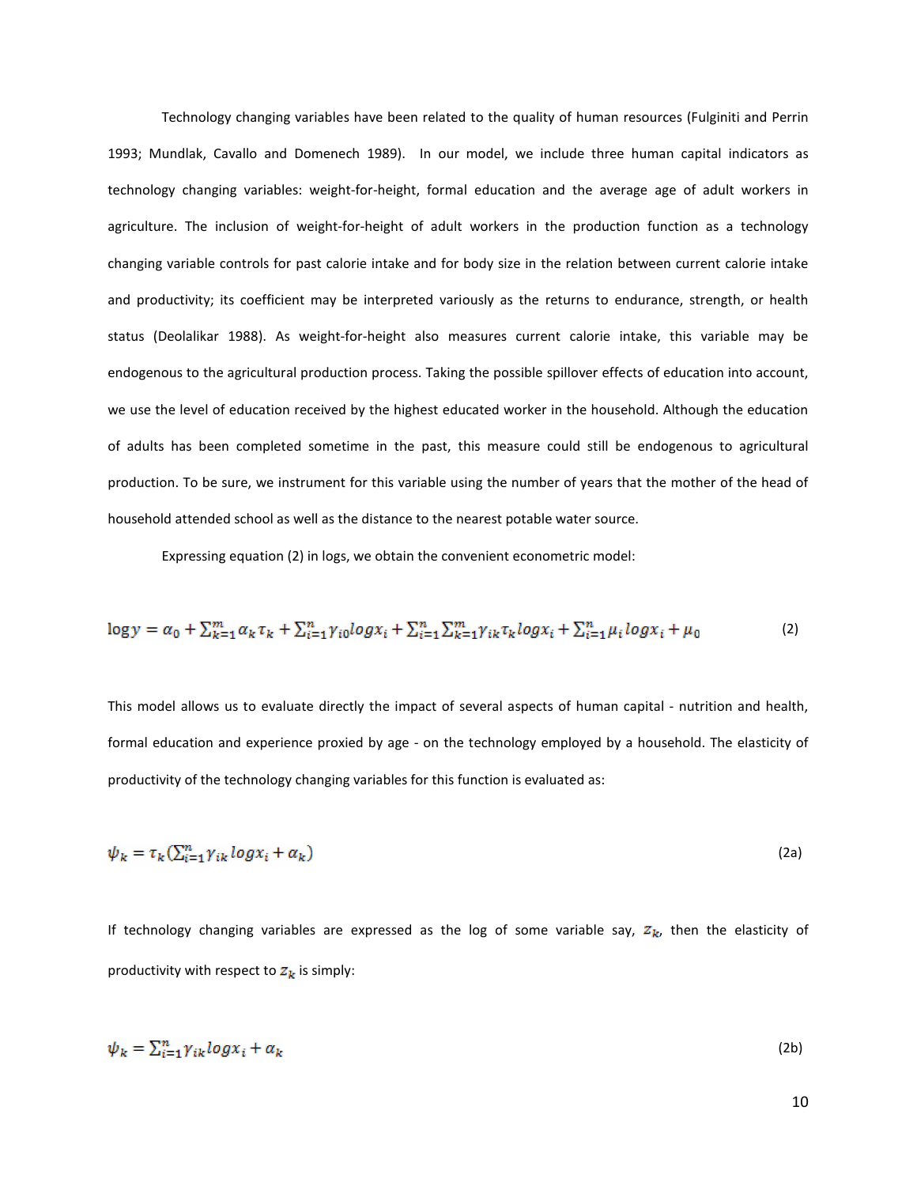Technology changing variables have been related to the quality of human resources (Fulginiti and Perrin 1993; Mundlak, Cavallo and Domenech 1989). In our model, we include three human capital indicators as technology changing variables: weight-for-height, formal education and the average age of adult workers in agriculture. The inclusion of weight-for-height of adult workers in the production function as a technology changing variable controls for past calorie intake and for body size in the relation between current calorie intake and productivity; its coefficient may be interpreted variously as the returns to endurance, strength, or health status (Deolalikar 1988). As weight-for-height also measures current calorie intake, this variable may be endogenous to the agricultural production process. Taking the possible spillover effects of education into account, we use the level of education received by the highest educated worker in the household. Although the education of adults has been completed sometime in the past, this measure could still be endogenous to agricultural production. To be sure, we instrument for this variable using the number of years that the mother of the head of household attended school as well as the distance to the nearest potable water source.

Expressing equation (2) in logs, we obtain the convenient econometric model:

$$\log y = \alpha_0 + \sum_{k=1}^{m} \alpha_k \tau_k + \sum_{i=1}^{n} \gamma_{i0} \log x_i + \sum_{i=1}^{n} \sum_{k=1}^{m} \gamma_{ik} \tau_k \log x_i + \sum_{i=1}^{n} \mu_i \log x_i + \mu_0 \tag{2}$$

This model allows us to evaluate directly the impact of several aspects of human capital - nutrition and health, formal education and experience proxied by age - on the technology employed by a household. The elasticity of productivity of the technology changing variables for this function is evaluated as:

$$\psi_k = \tau_k \left( \sum_{i=1}^{n} \gamma_{ik} \log x_i + \alpha_k \right) \tag{2a}$$

If technology changing variables are expressed as the log of some variable say, $z_k$, then the elasticity of productivity with respect to $z_k$ is simply:

$$\psi_k = \sum_{i=1}^{n} \gamma_{ik} \log x_i + \alpha_k \tag{2b}$$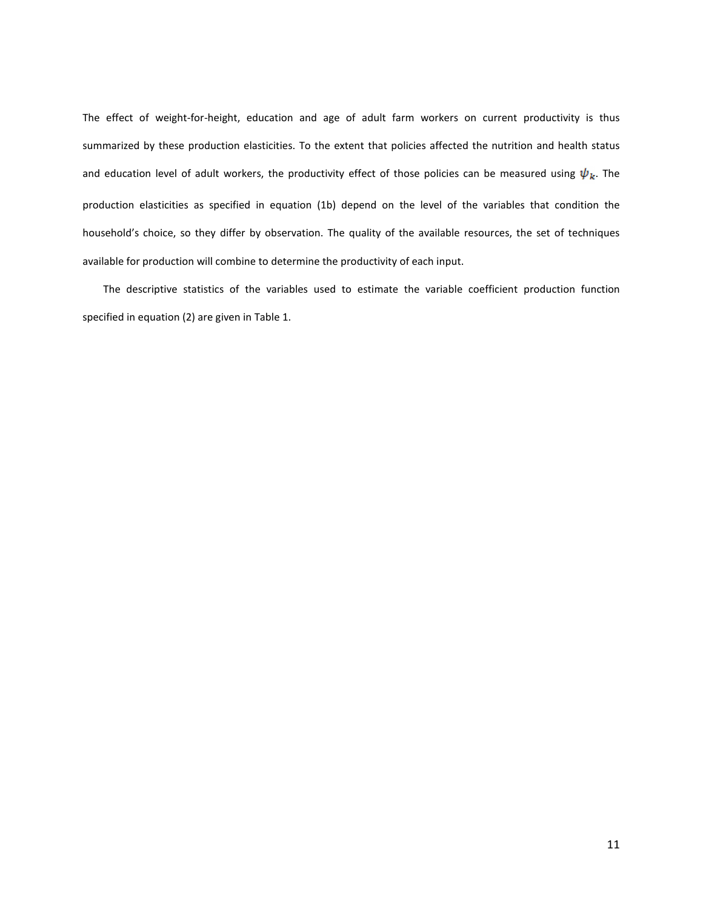The effect of weight-for-height, education and age of adult farm workers on current productivity is thus summarized by these production elasticities. To the extent that policies affected the nutrition and health status and education level of adult workers, the productivity effect of those policies can be measured using $\psi_k$. The production elasticities as specified in equation (1b) depend on the level of the variables that condition the household's choice, so they differ by observation. The quality of the available resources, the set of techniques available for production will combine to determine the productivity of each input.

The descriptive statistics of the variables used to estimate the variable coefficient production function specified in equation (2) are given in Table 1.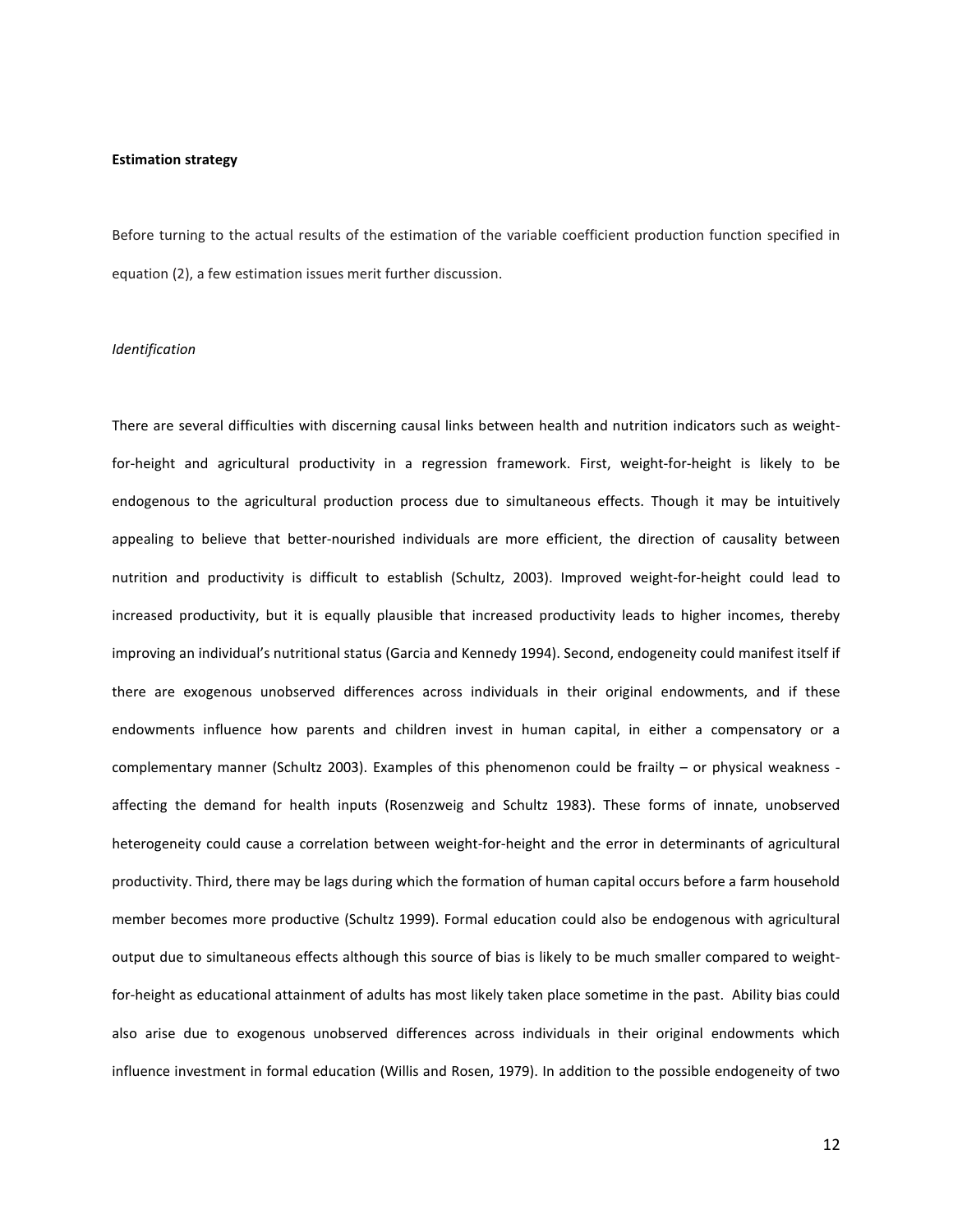**Estimation strategy**

Before turning to the actual results of the estimation of the variable coefficient production function specified in equation (2), a few estimation issues merit further discussion.

*Identification*

There are several difficulties with discerning causal links between health and nutrition indicators such as weight-for-height and agricultural productivity in a regression framework. First, weight-for-height is likely to be endogenous to the agricultural production process due to simultaneous effects. Though it may be intuitively appealing to believe that better-nourished individuals are more efficient, the direction of causality between nutrition and productivity is difficult to establish (Schultz, 2003). Improved weight-for-height could lead to increased productivity, but it is equally plausible that increased productivity leads to higher incomes, thereby improving an individual's nutritional status (Garcia and Kennedy 1994). Second, endogeneity could manifest itself if there are exogenous unobserved differences across individuals in their original endowments, and if these endowments influence how parents and children invest in human capital, in either a compensatory or a complementary manner (Schultz 2003). Examples of this phenomenon could be frailty – or physical weakness - affecting the demand for health inputs (Rosenzweig and Schultz 1983). These forms of innate, unobserved heterogeneity could cause a correlation between weight-for-height and the error in determinants of agricultural productivity. Third, there may be lags during which the formation of human capital occurs before a farm household member becomes more productive (Schultz 1999). Formal education could also be endogenous with agricultural output due to simultaneous effects although this source of bias is likely to be much smaller compared to weight-for-height as educational attainment of adults has most likely taken place sometime in the past. Ability bias could also arise due to exogenous unobserved differences across individuals in their original endowments which influence investment in formal education (Willis and Rosen, 1979). In addition to the possible endogeneity of two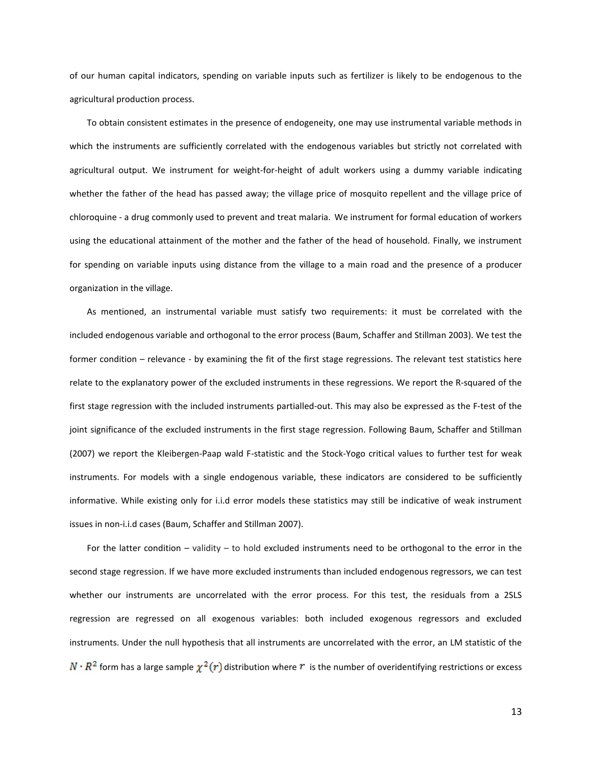of our human capital indicators, spending on variable inputs such as fertilizer is likely to be endogenous to the agricultural production process.

To obtain consistent estimates in the presence of endogeneity, one may use instrumental variable methods in which the instruments are sufficiently correlated with the endogenous variables but strictly not correlated with agricultural output. We instrument for weight-for-height of adult workers using a dummy variable indicating whether the father of the head has passed away; the village price of mosquito repellent and the village price of chloroquine - a drug commonly used to prevent and treat malaria. We instrument for formal education of workers using the educational attainment of the mother and the father of the head of household. Finally, we instrument for spending on variable inputs using distance from the village to a main road and the presence of a producer organization in the village.

As mentioned, an instrumental variable must satisfy two requirements: it must be correlated with the included endogenous variable and orthogonal to the error process (Baum, Schaffer and Stillman 2003). We test the former condition – relevance - by examining the fit of the first stage regressions. The relevant test statistics here relate to the explanatory power of the excluded instruments in these regressions. We report the R-squared of the first stage regression with the included instruments partialled-out. This may also be expressed as the F-test of the joint significance of the excluded instruments in the first stage regression. Following Baum, Schaffer and Stillman (2007) we report the Kleibergen-Paap wald F-statistic and the Stock-Yogo critical values to further test for weak instruments. For models with a single endogenous variable, these indicators are considered to be sufficiently informative. While existing only for i.i.d error models these statistics may still be indicative of weak instrument issues in non-i.i.d cases (Baum, Schaffer and Stillman 2007).

For the latter condition – validity – to hold excluded instruments need to be orthogonal to the error in the second stage regression. If we have more excluded instruments than included endogenous regressors, we can test whether our instruments are uncorrelated with the error process. For this test, the residuals from a 2SLS regression are regressed on all exogenous variables: both included exogenous regressors and excluded instruments. Under the null hypothesis that all instruments are uncorrelated with the error, an LM statistic of the $N \cdot R^2$ form has a large sample $\chi^2(r)$ distribution where $r$ is the number of overidentifying restrictions or excess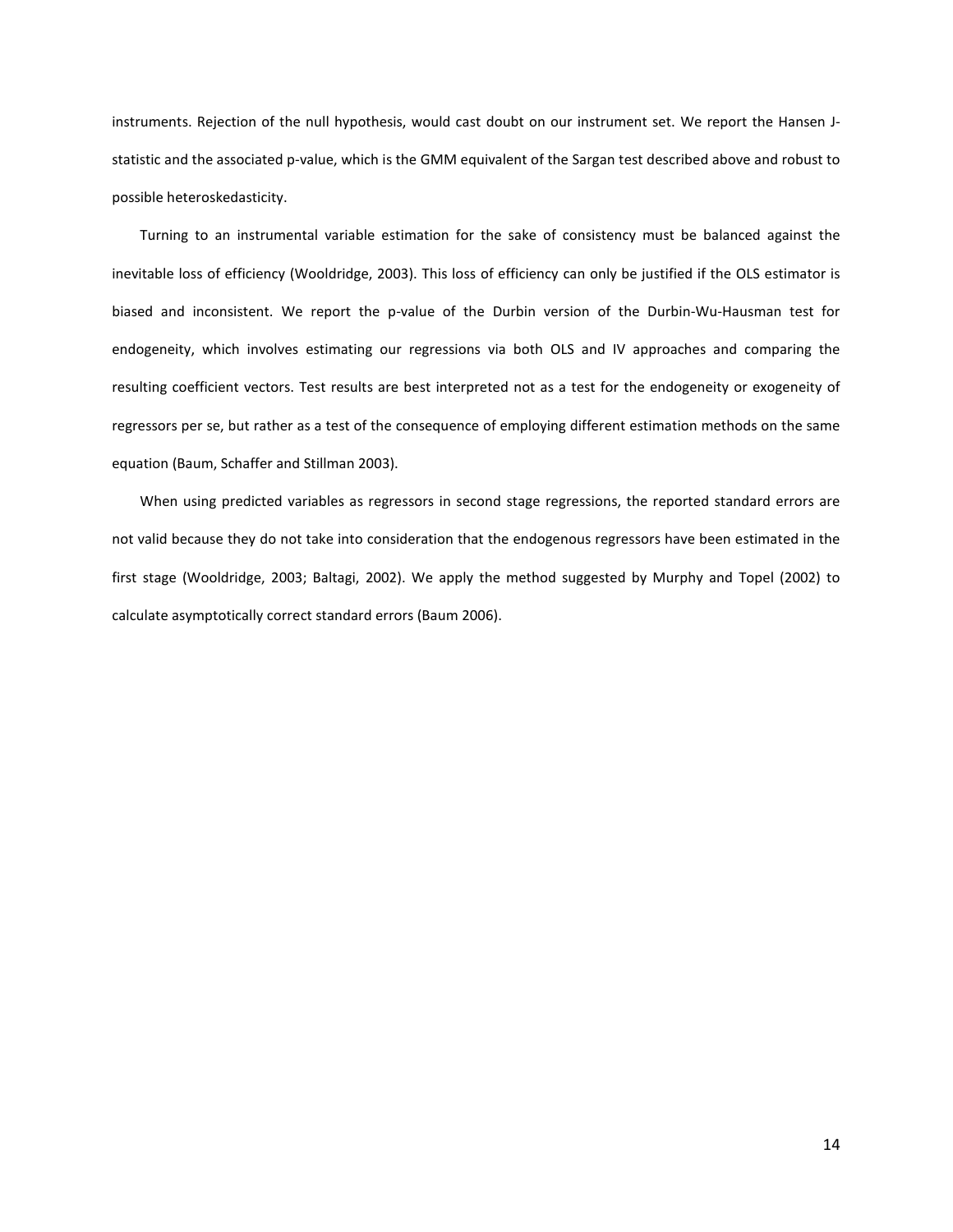instruments. Rejection of the null hypothesis, would cast doubt on our instrument set. We report the Hansen J-statistic and the associated p-value, which is the GMM equivalent of the Sargan test described above and robust to possible heteroskedasticity.

Turning to an instrumental variable estimation for the sake of consistency must be balanced against the inevitable loss of efficiency (Wooldridge, 2003). This loss of efficiency can only be justified if the OLS estimator is biased and inconsistent. We report the p-value of the Durbin version of the Durbin-Wu-Hausman test for endogeneity, which involves estimating our regressions via both OLS and IV approaches and comparing the resulting coefficient vectors. Test results are best interpreted not as a test for the endogeneity or exogeneity of regressors per se, but rather as a test of the consequence of employing different estimation methods on the same equation (Baum, Schaffer and Stillman 2003).

When using predicted variables as regressors in second stage regressions, the reported standard errors are not valid because they do not take into consideration that the endogenous regressors have been estimated in the first stage (Wooldridge, 2003; Baltagi, 2002). We apply the method suggested by Murphy and Topel (2002) to calculate asymptotically correct standard errors (Baum 2006).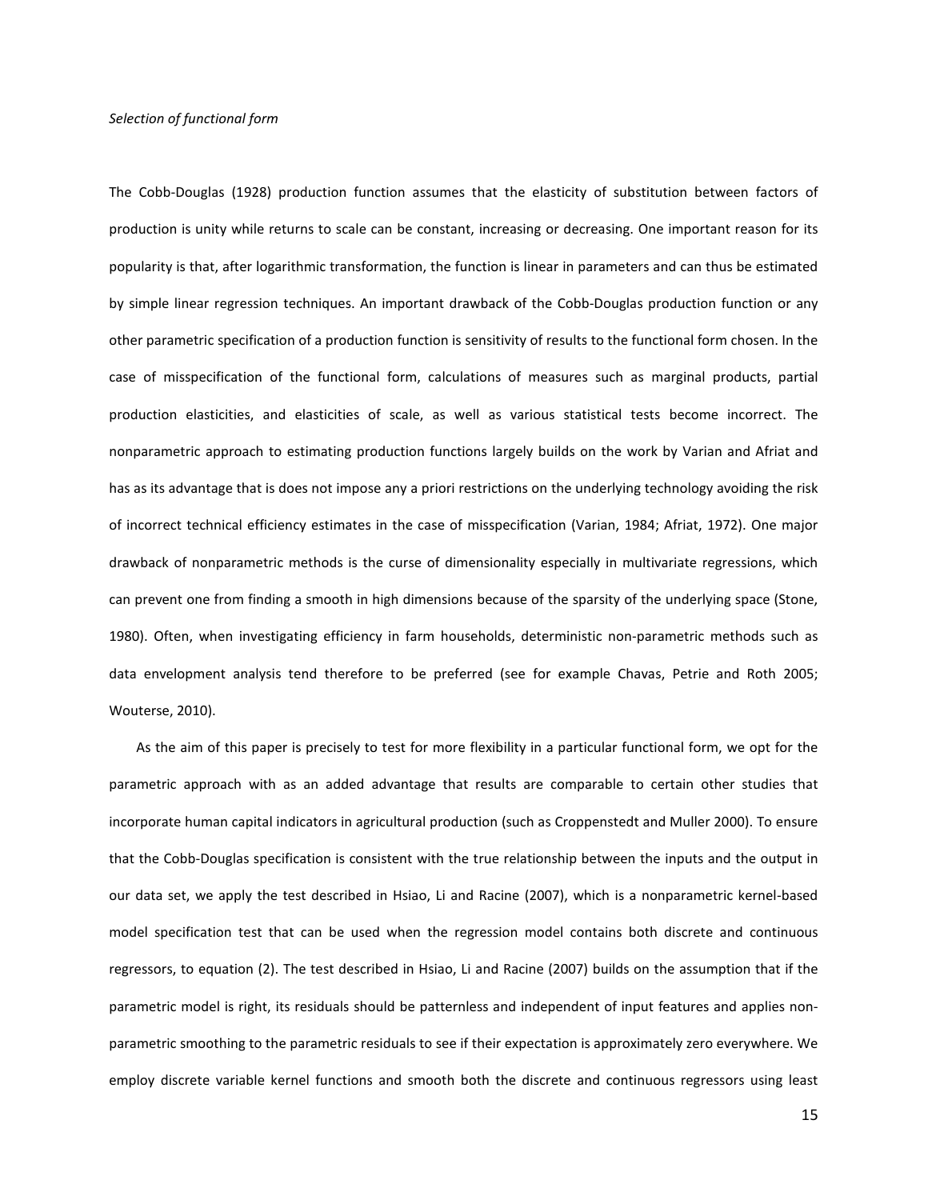*Selection of functional form*

The Cobb-Douglas (1928) production function assumes that the elasticity of substitution between factors of production is unity while returns to scale can be constant, increasing or decreasing. One important reason for its popularity is that, after logarithmic transformation, the function is linear in parameters and can thus be estimated by simple linear regression techniques. An important drawback of the Cobb-Douglas production function or any other parametric specification of a production function is sensitivity of results to the functional form chosen. In the case of misspecification of the functional form, calculations of measures such as marginal products, partial production elasticities, and elasticities of scale, as well as various statistical tests become incorrect. The nonparametric approach to estimating production functions largely builds on the work by Varian and Afriat and has as its advantage that is does not impose any a priori restrictions on the underlying technology avoiding the risk of incorrect technical efficiency estimates in the case of misspecification (Varian, 1984; Afriat, 1972). One major drawback of nonparametric methods is the curse of dimensionality especially in multivariate regressions, which can prevent one from finding a smooth in high dimensions because of the sparsity of the underlying space (Stone, 1980). Often, when investigating efficiency in farm households, deterministic non-parametric methods such as data envelopment analysis tend therefore to be preferred (see for example Chavas, Petrie and Roth 2005; Wouterse, 2010).

As the aim of this paper is precisely to test for more flexibility in a particular functional form, we opt for the parametric approach with as an added advantage that results are comparable to certain other studies that incorporate human capital indicators in agricultural production (such as Croppenstedt and Muller 2000). To ensure that the Cobb-Douglas specification is consistent with the true relationship between the inputs and the output in our data set, we apply the test described in Hsiao, Li and Racine (2007), which is a nonparametric kernel-based model specification test that can be used when the regression model contains both discrete and continuous regressors, to equation (2). The test described in Hsiao, Li and Racine (2007) builds on the assumption that if the parametric model is right, its residuals should be patternless and independent of input features and applies non-parametric smoothing to the parametric residuals to see if their expectation is approximately zero everywhere. We employ discrete variable kernel functions and smooth both the discrete and continuous regressors using least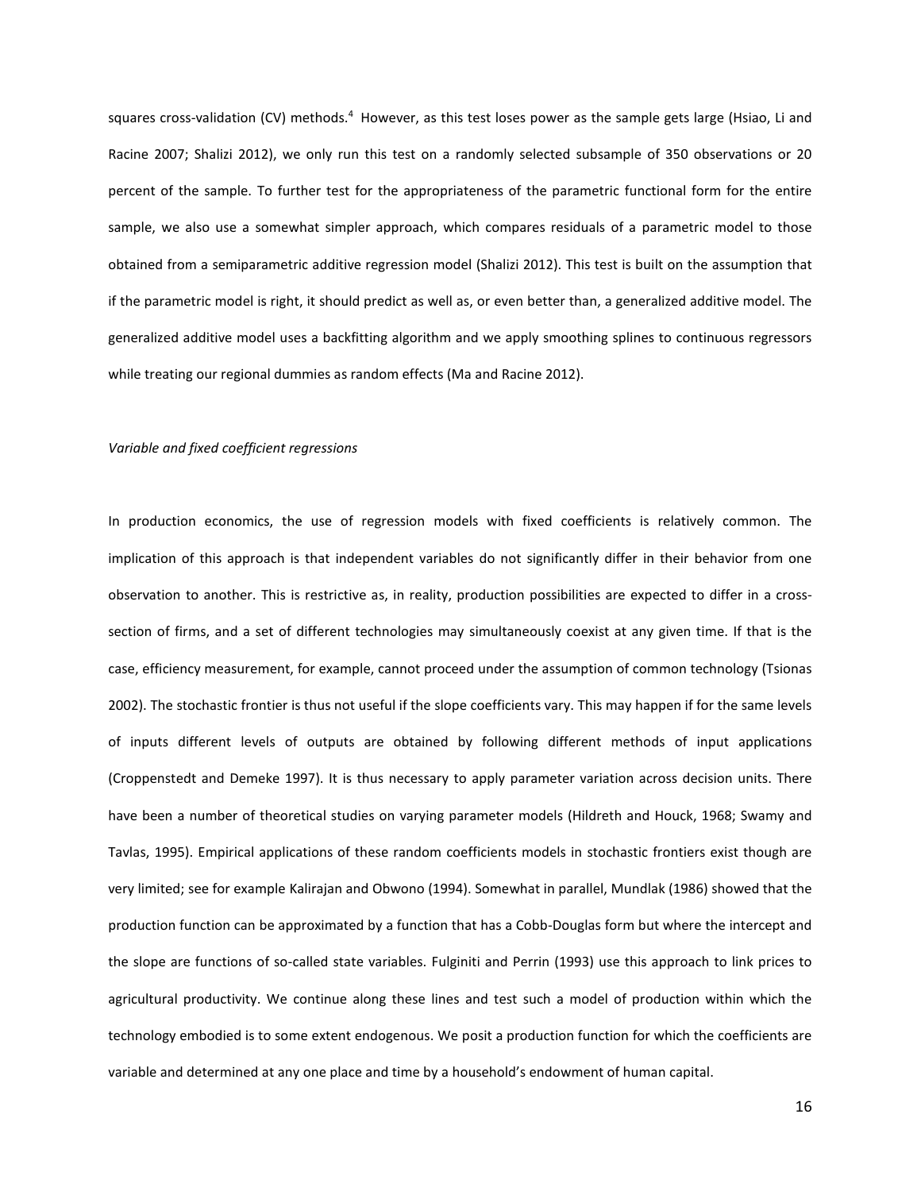squares cross-validation (CV) methods.[4] However, as this test loses power as the sample gets large (Hsiao, Li and Racine 2007; Shalizi 2012), we only run this test on a randomly selected subsample of 350 observations or 20 percent of the sample. To further test for the appropriateness of the parametric functional form for the entire sample, we also use a somewhat simpler approach, which compares residuals of a parametric model to those obtained from a semiparametric additive regression model (Shalizi 2012). This test is built on the assumption that if the parametric model is right, it should predict as well as, or even better than, a generalized additive model. The generalized additive model uses a backfitting algorithm and we apply smoothing splines to continuous regressors while treating our regional dummies as random effects (Ma and Racine 2012).

*Variable and fixed coefficient regressions*

In production economics, the use of regression models with fixed coefficients is relatively common. The implication of this approach is that independent variables do not significantly differ in their behavior from one observation to another. This is restrictive as, in reality, production possibilities are expected to differ in a cross-section of firms, and a set of different technologies may simultaneously coexist at any given time. If that is the case, efficiency measurement, for example, cannot proceed under the assumption of common technology (Tsionas 2002). The stochastic frontier is thus not useful if the slope coefficients vary. This may happen if for the same levels of inputs different levels of outputs are obtained by following different methods of input applications (Croppenstedt and Demeke 1997). It is thus necessary to apply parameter variation across decision units. There have been a number of theoretical studies on varying parameter models (Hildreth and Houck, 1968; Swamy and Tavlas, 1995). Empirical applications of these random coefficients models in stochastic frontiers exist though are very limited; see for example Kalirajan and Obwono (1994). Somewhat in parallel, Mundlak (1986) showed that the production function can be approximated by a function that has a Cobb-Douglas form but where the intercept and the slope are functions of so-called state variables. Fulginiti and Perrin (1993) use this approach to link prices to agricultural productivity. We continue along these lines and test such a model of production within which the technology embodied is to some extent endogenous. We posit a production function for which the coefficients are variable and determined at any one place and time by a household's endowment of human capital.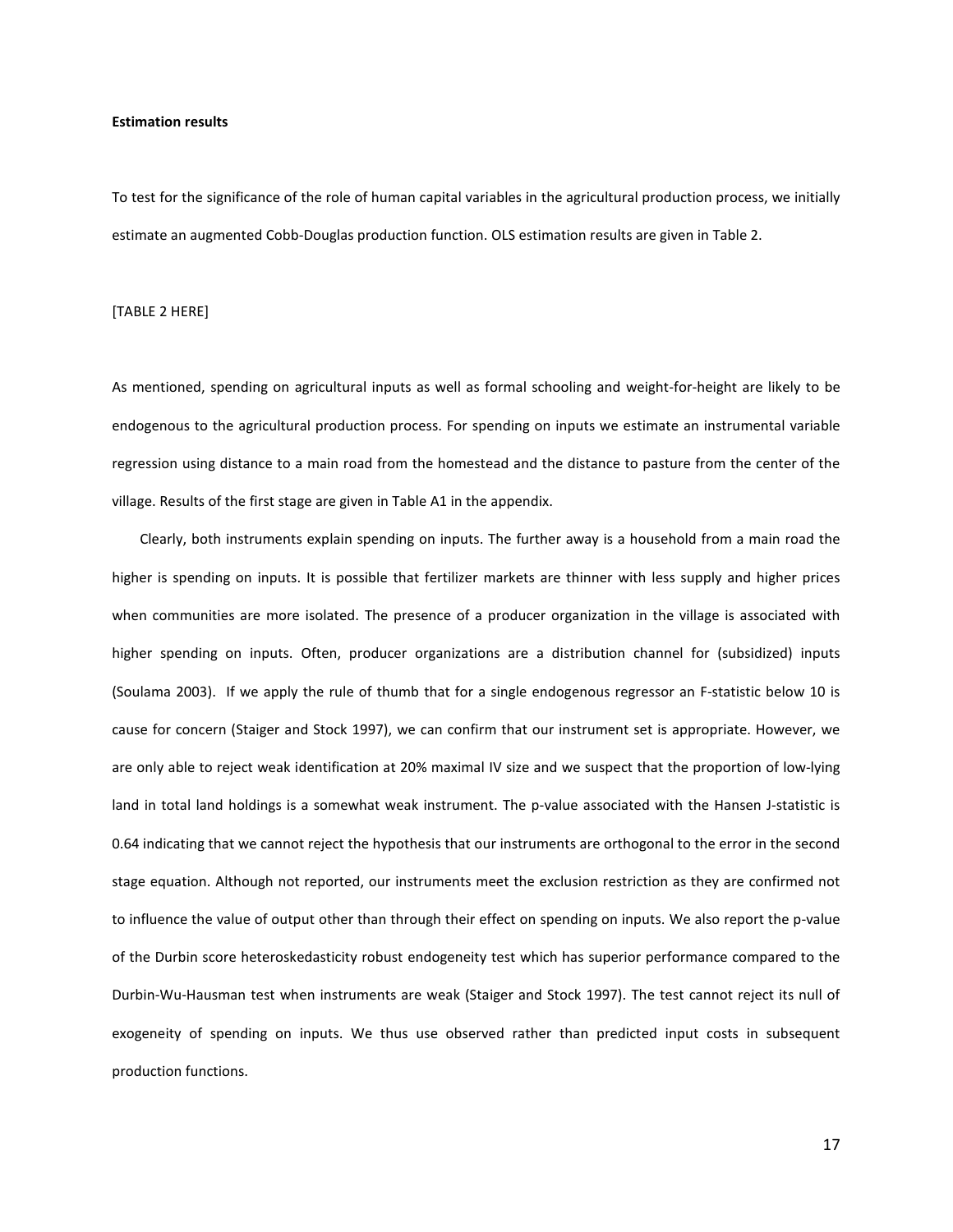**Estimation results**

To test for the significance of the role of human capital variables in the agricultural production process, we initially estimate an augmented Cobb-Douglas production function. OLS estimation results are given in Table 2.

[TABLE 2 HERE]

As mentioned, spending on agricultural inputs as well as formal schooling and weight-for-height are likely to be endogenous to the agricultural production process. For spending on inputs we estimate an instrumental variable regression using distance to a main road from the homestead and the distance to pasture from the center of the village. Results of the first stage are given in Table A1 in the appendix.

Clearly, both instruments explain spending on inputs. The further away is a household from a main road the higher is spending on inputs. It is possible that fertilizer markets are thinner with less supply and higher prices when communities are more isolated. The presence of a producer organization in the village is associated with higher spending on inputs. Often, producer organizations are a distribution channel for (subsidized) inputs (Soulama 2003). If we apply the rule of thumb that for a single endogenous regressor an F-statistic below 10 is cause for concern (Staiger and Stock 1997), we can confirm that our instrument set is appropriate. However, we are only able to reject weak identification at 20% maximal IV size and we suspect that the proportion of low-lying land in total land holdings is a somewhat weak instrument. The p-value associated with the Hansen J-statistic is 0.64 indicating that we cannot reject the hypothesis that our instruments are orthogonal to the error in the second stage equation. Although not reported, our instruments meet the exclusion restriction as they are confirmed not to influence the value of output other than through their effect on spending on inputs. We also report the p-value of the Durbin score heteroskedasticity robust endogeneity test which has superior performance compared to the Durbin-Wu-Hausman test when instruments are weak (Staiger and Stock 1997). The test cannot reject its null of exogeneity of spending on inputs. We thus use observed rather than predicted input costs in subsequent production functions.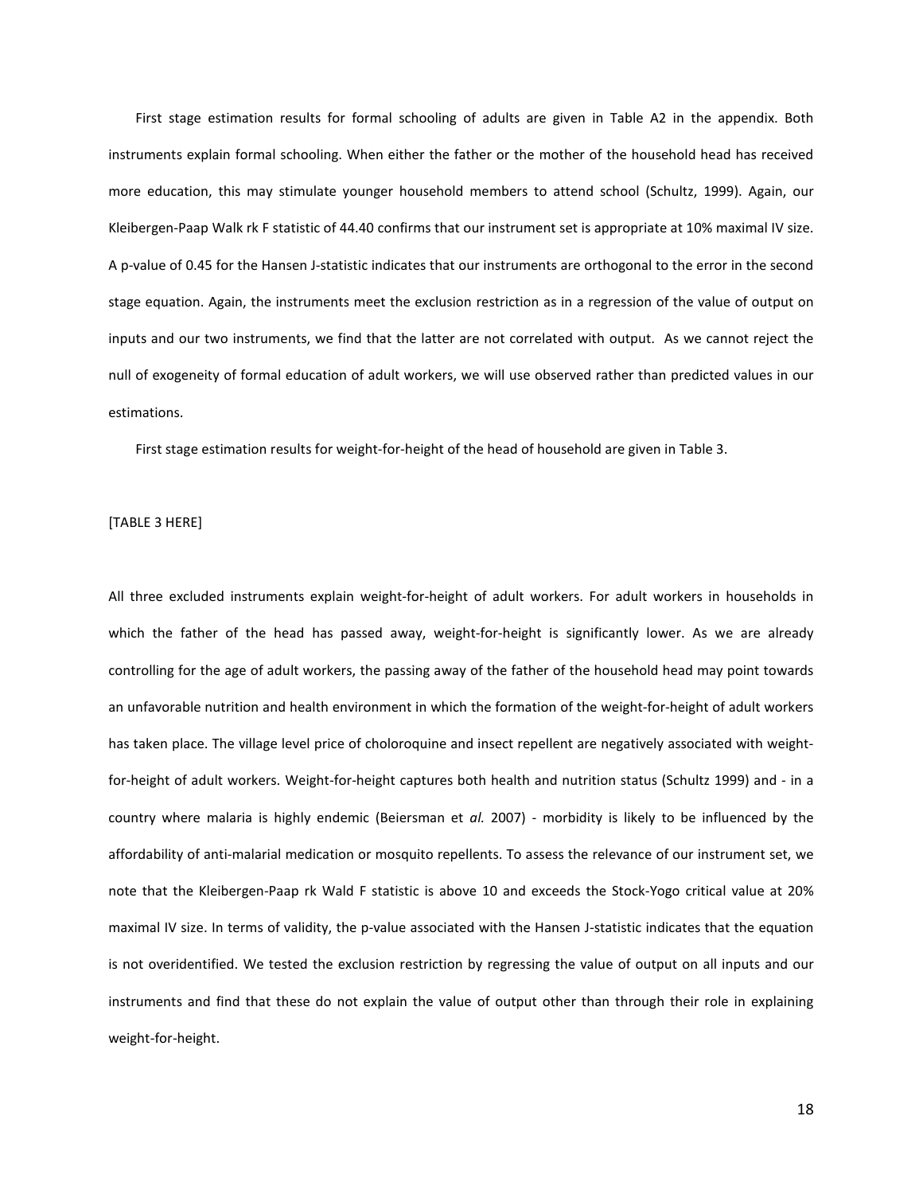First stage estimation results for formal schooling of adults are given in Table A2 in the appendix. Both instruments explain formal schooling. When either the father or the mother of the household head has received more education, this may stimulate younger household members to attend school (Schultz, 1999). Again, our Kleibergen-Paap Walk rk F statistic of 44.40 confirms that our instrument set is appropriate at 10% maximal IV size. A p-value of 0.45 for the Hansen J-statistic indicates that our instruments are orthogonal to the error in the second stage equation. Again, the instruments meet the exclusion restriction as in a regression of the value of output on inputs and our two instruments, we find that the latter are not correlated with output. As we cannot reject the null of exogeneity of formal education of adult workers, we will use observed rather than predicted values in our estimations.

First stage estimation results for weight-for-height of the head of household are given in Table 3.

[TABLE 3 HERE]

All three excluded instruments explain weight-for-height of adult workers. For adult workers in households in which the father of the head has passed away, weight-for-height is significantly lower. As we are already controlling for the age of adult workers, the passing away of the father of the household head may point towards an unfavorable nutrition and health environment in which the formation of the weight-for-height of adult workers has taken place. The village level price of choloroquine and insect repellent are negatively associated with weight-for-height of adult workers. Weight-for-height captures both health and nutrition status (Schultz 1999) and - in a country where malaria is highly endemic (Beiersman et *al.* 2007) - morbidity is likely to be influenced by the affordability of anti-malarial medication or mosquito repellents. To assess the relevance of our instrument set, we note that the Kleibergen-Paap rk Wald F statistic is above 10 and exceeds the Stock-Yogo critical value at 20% maximal IV size. In terms of validity, the p-value associated with the Hansen J-statistic indicates that the equation is not overidentified. We tested the exclusion restriction by regressing the value of output on all inputs and our instruments and find that these do not explain the value of output other than through their role in explaining weight-for-height.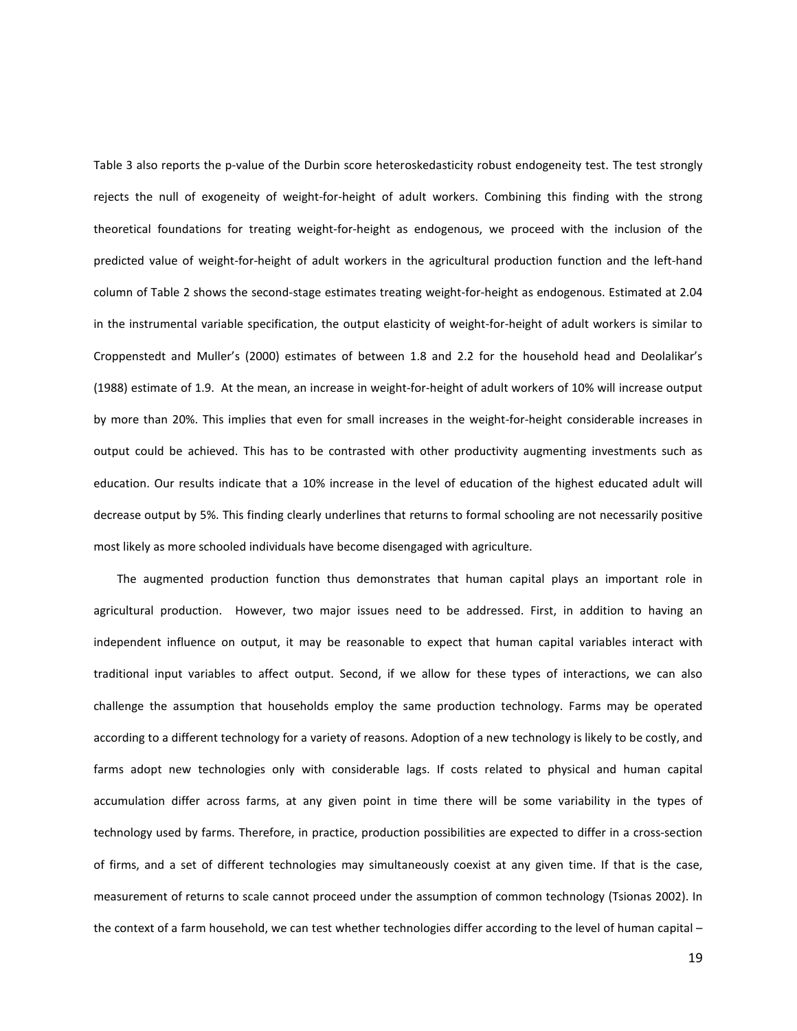Table 3 also reports the p-value of the Durbin score heteroskedasticity robust endogeneity test. The test strongly rejects the null of exogeneity of weight-for-height of adult workers. Combining this finding with the strong theoretical foundations for treating weight-for-height as endogenous, we proceed with the inclusion of the predicted value of weight-for-height of adult workers in the agricultural production function and the left-hand column of Table 2 shows the second-stage estimates treating weight-for-height as endogenous. Estimated at 2.04 in the instrumental variable specification, the output elasticity of weight-for-height of adult workers is similar to Croppenstedt and Muller's (2000) estimates of between 1.8 and 2.2 for the household head and Deolalikar's (1988) estimate of 1.9. At the mean, an increase in weight-for-height of adult workers of 10% will increase output by more than 20%. This implies that even for small increases in the weight-for-height considerable increases in output could be achieved. This has to be contrasted with other productivity augmenting investments such as education. Our results indicate that a 10% increase in the level of education of the highest educated adult will decrease output by 5%. This finding clearly underlines that returns to formal schooling are not necessarily positive most likely as more schooled individuals have become disengaged with agriculture.

The augmented production function thus demonstrates that human capital plays an important role in agricultural production. However, two major issues need to be addressed. First, in addition to having an independent influence on output, it may be reasonable to expect that human capital variables interact with traditional input variables to affect output. Second, if we allow for these types of interactions, we can also challenge the assumption that households employ the same production technology. Farms may be operated according to a different technology for a variety of reasons. Adoption of a new technology is likely to be costly, and farms adopt new technologies only with considerable lags. If costs related to physical and human capital accumulation differ across farms, at any given point in time there will be some variability in the types of technology used by farms. Therefore, in practice, production possibilities are expected to differ in a cross-section of firms, and a set of different technologies may simultaneously coexist at any given time. If that is the case, measurement of returns to scale cannot proceed under the assumption of common technology (Tsionas 2002). In the context of a farm household, we can test whether technologies differ according to the level of human capital –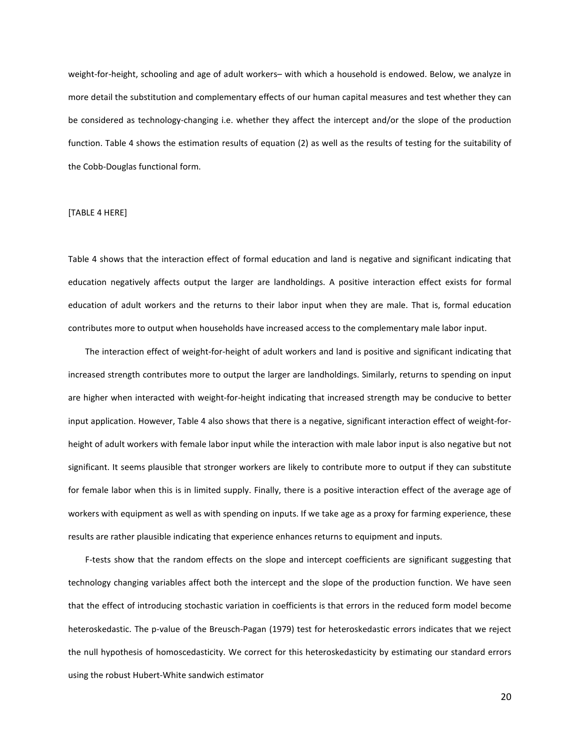weight-for-height, schooling and age of adult workers– with which a household is endowed. Below, we analyze in more detail the substitution and complementary effects of our human capital measures and test whether they can be considered as technology-changing i.e. whether they affect the intercept and/or the slope of the production function. Table 4 shows the estimation results of equation (2) as well as the results of testing for the suitability of the Cobb-Douglas functional form.

[TABLE 4 HERE]

Table 4 shows that the interaction effect of formal education and land is negative and significant indicating that education negatively affects output the larger are landholdings. A positive interaction effect exists for formal education of adult workers and the returns to their labor input when they are male. That is, formal education contributes more to output when households have increased access to the complementary male labor input.

The interaction effect of weight-for-height of adult workers and land is positive and significant indicating that increased strength contributes more to output the larger are landholdings. Similarly, returns to spending on input are higher when interacted with weight-for-height indicating that increased strength may be conducive to better input application. However, Table 4 also shows that there is a negative, significant interaction effect of weight-for-height of adult workers with female labor input while the interaction with male labor input is also negative but not significant. It seems plausible that stronger workers are likely to contribute more to output if they can substitute for female labor when this is in limited supply. Finally, there is a positive interaction effect of the average age of workers with equipment as well as with spending on inputs. If we take age as a proxy for farming experience, these results are rather plausible indicating that experience enhances returns to equipment and inputs.

F-tests show that the random effects on the slope and intercept coefficients are significant suggesting that technology changing variables affect both the intercept and the slope of the production function. We have seen that the effect of introducing stochastic variation in coefficients is that errors in the reduced form model become heteroskedastic. The p-value of the Breusch-Pagan (1979) test for heteroskedastic errors indicates that we reject the null hypothesis of homoscedasticity. We correct for this heteroskedasticity by estimating our standard errors using the robust Hubert-White sandwich estimator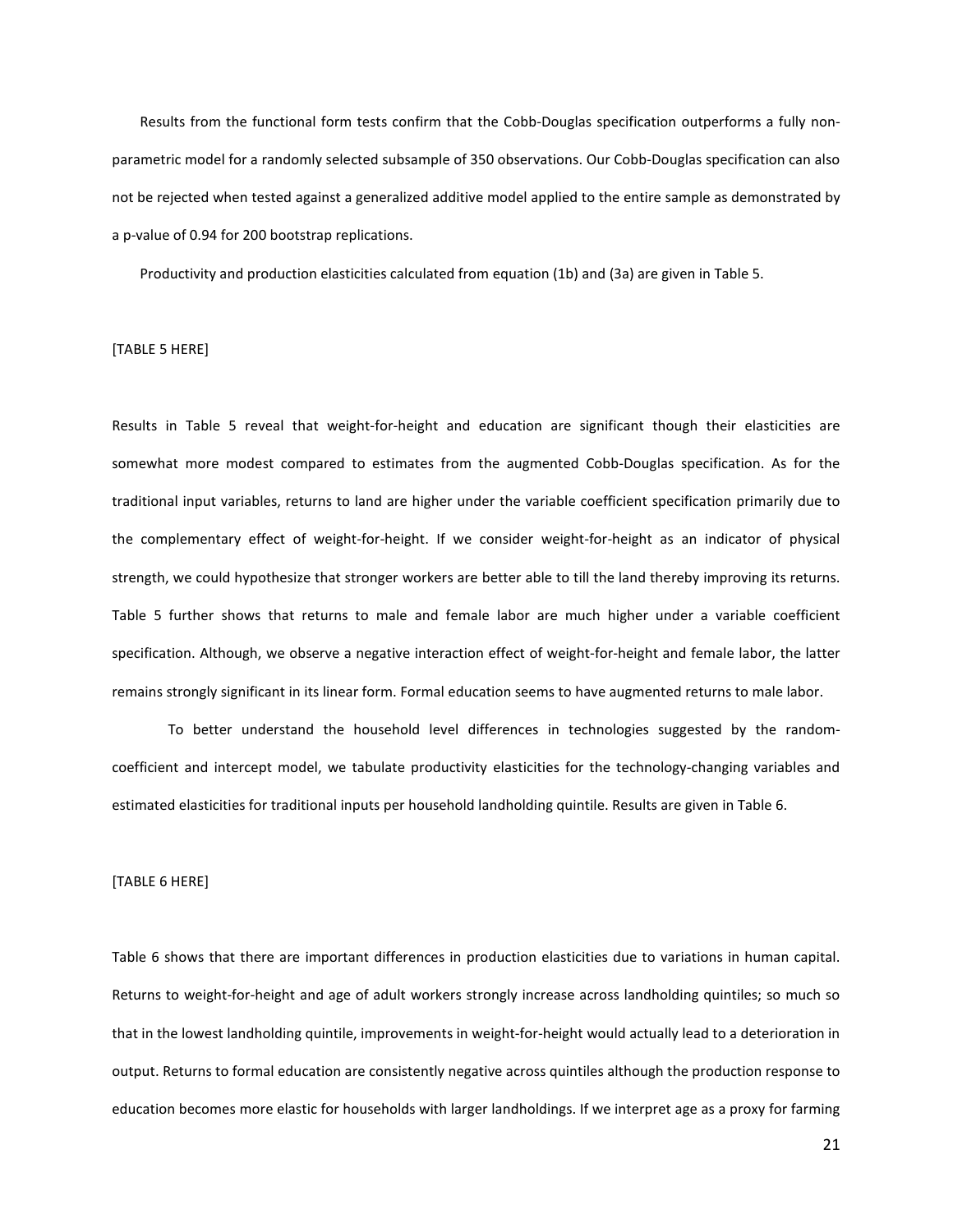Results from the functional form tests confirm that the Cobb-Douglas specification outperforms a fully non-parametric model for a randomly selected subsample of 350 observations. Our Cobb-Douglas specification can also not be rejected when tested against a generalized additive model applied to the entire sample as demonstrated by a p-value of 0.94 for 200 bootstrap replications.

Productivity and production elasticities calculated from equation (1b) and (3a) are given in Table 5.

[TABLE 5 HERE]

Results in Table 5 reveal that weight-for-height and education are significant though their elasticities are somewhat more modest compared to estimates from the augmented Cobb-Douglas specification. As for the traditional input variables, returns to land are higher under the variable coefficient specification primarily due to the complementary effect of weight-for-height. If we consider weight-for-height as an indicator of physical strength, we could hypothesize that stronger workers are better able to till the land thereby improving its returns. Table 5 further shows that returns to male and female labor are much higher under a variable coefficient specification. Although, we observe a negative interaction effect of weight-for-height and female labor, the latter remains strongly significant in its linear form. Formal education seems to have augmented returns to male labor.

To better understand the household level differences in technologies suggested by the random-coefficient and intercept model, we tabulate productivity elasticities for the technology-changing variables and estimated elasticities for traditional inputs per household landholding quintile. Results are given in Table 6.

[TABLE 6 HERE]

Table 6 shows that there are important differences in production elasticities due to variations in human capital. Returns to weight-for-height and age of adult workers strongly increase across landholding quintiles; so much so that in the lowest landholding quintile, improvements in weight-for-height would actually lead to a deterioration in output. Returns to formal education are consistently negative across quintiles although the production response to education becomes more elastic for households with larger landholdings. If we interpret age as a proxy for farming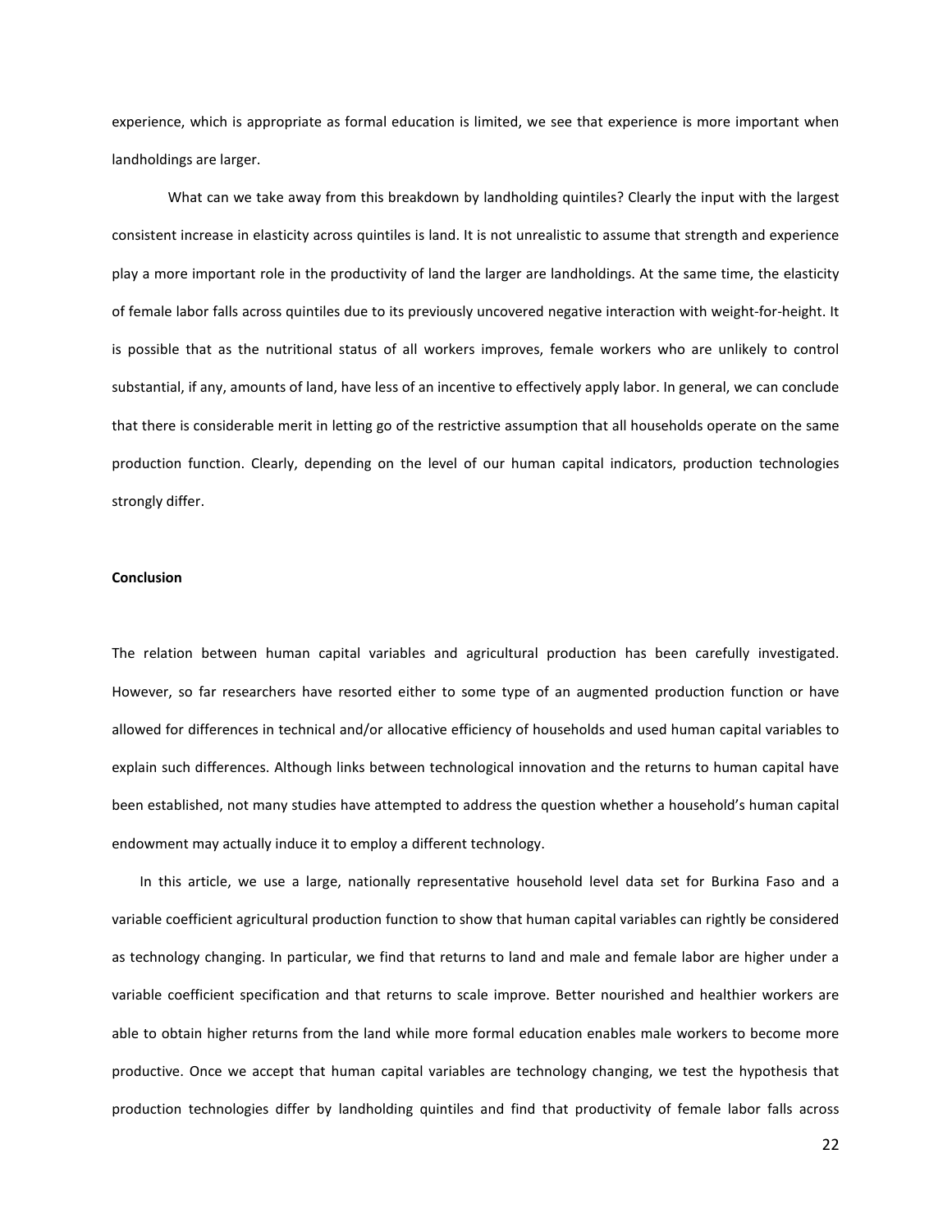experience, which is appropriate as formal education is limited, we see that experience is more important when landholdings are larger.

What can we take away from this breakdown by landholding quintiles? Clearly the input with the largest consistent increase in elasticity across quintiles is land. It is not unrealistic to assume that strength and experience play a more important role in the productivity of land the larger are landholdings. At the same time, the elasticity of female labor falls across quintiles due to its previously uncovered negative interaction with weight-for-height. It is possible that as the nutritional status of all workers improves, female workers who are unlikely to control substantial, if any, amounts of land, have less of an incentive to effectively apply labor. In general, we can conclude that there is considerable merit in letting go of the restrictive assumption that all households operate on the same production function. Clearly, depending on the level of our human capital indicators, production technologies strongly differ.

**Conclusion**

The relation between human capital variables and agricultural production has been carefully investigated. However, so far researchers have resorted either to some type of an augmented production function or have allowed for differences in technical and/or allocative efficiency of households and used human capital variables to explain such differences. Although links between technological innovation and the returns to human capital have been established, not many studies have attempted to address the question whether a household's human capital endowment may actually induce it to employ a different technology.

In this article, we use a large, nationally representative household level data set for Burkina Faso and a variable coefficient agricultural production function to show that human capital variables can rightly be considered as technology changing. In particular, we find that returns to land and male and female labor are higher under a variable coefficient specification and that returns to scale improve. Better nourished and healthier workers are able to obtain higher returns from the land while more formal education enables male workers to become more productive. Once we accept that human capital variables are technology changing, we test the hypothesis that production technologies differ by landholding quintiles and find that productivity of female labor falls across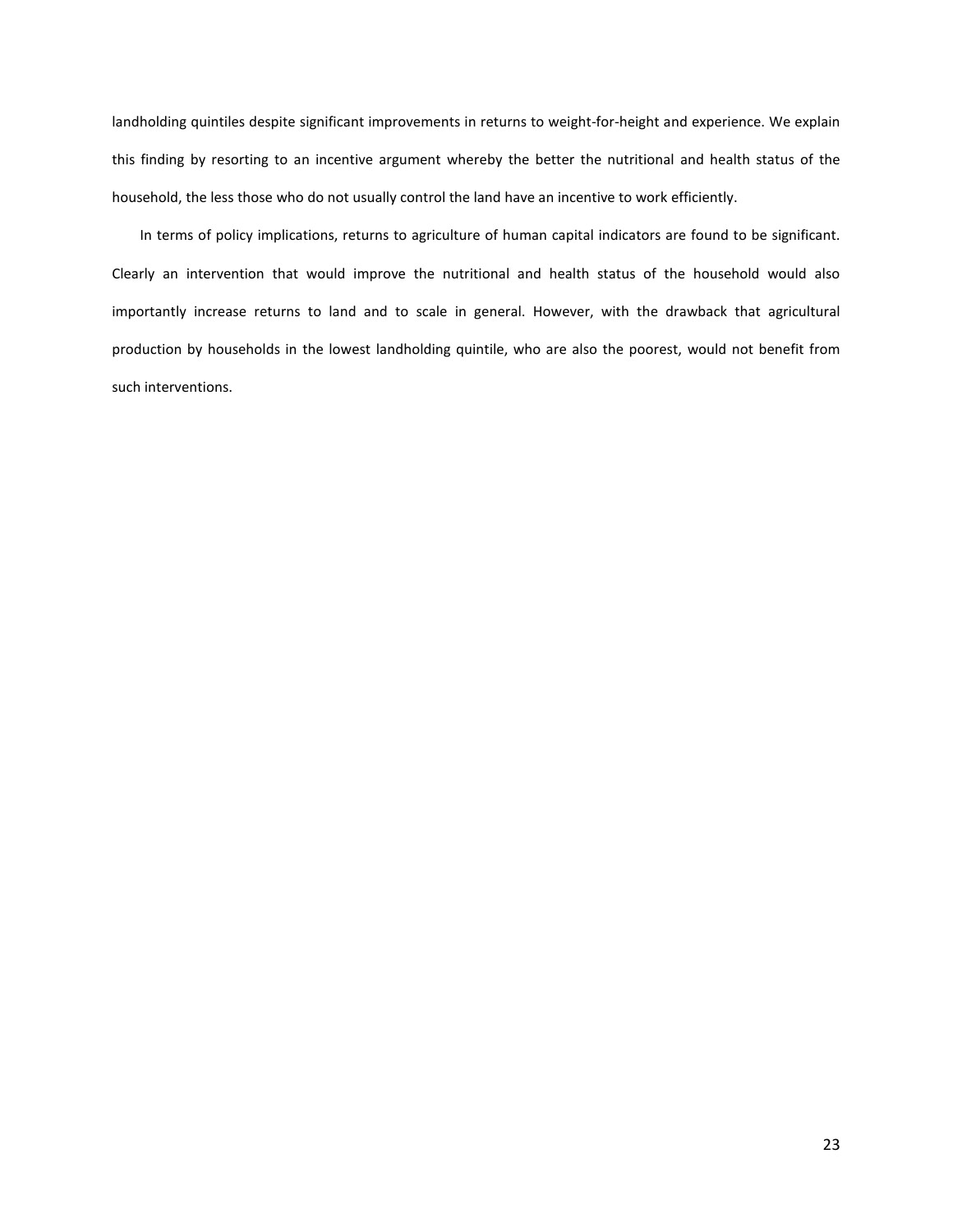landholding quintiles despite significant improvements in returns to weight-for-height and experience. We explain this finding by resorting to an incentive argument whereby the better the nutritional and health status of the household, the less those who do not usually control the land have an incentive to work efficiently.

In terms of policy implications, returns to agriculture of human capital indicators are found to be significant. Clearly an intervention that would improve the nutritional and health status of the household would also importantly increase returns to land and to scale in general. However, with the drawback that agricultural production by households in the lowest landholding quintile, who are also the poorest, would not benefit from such interventions.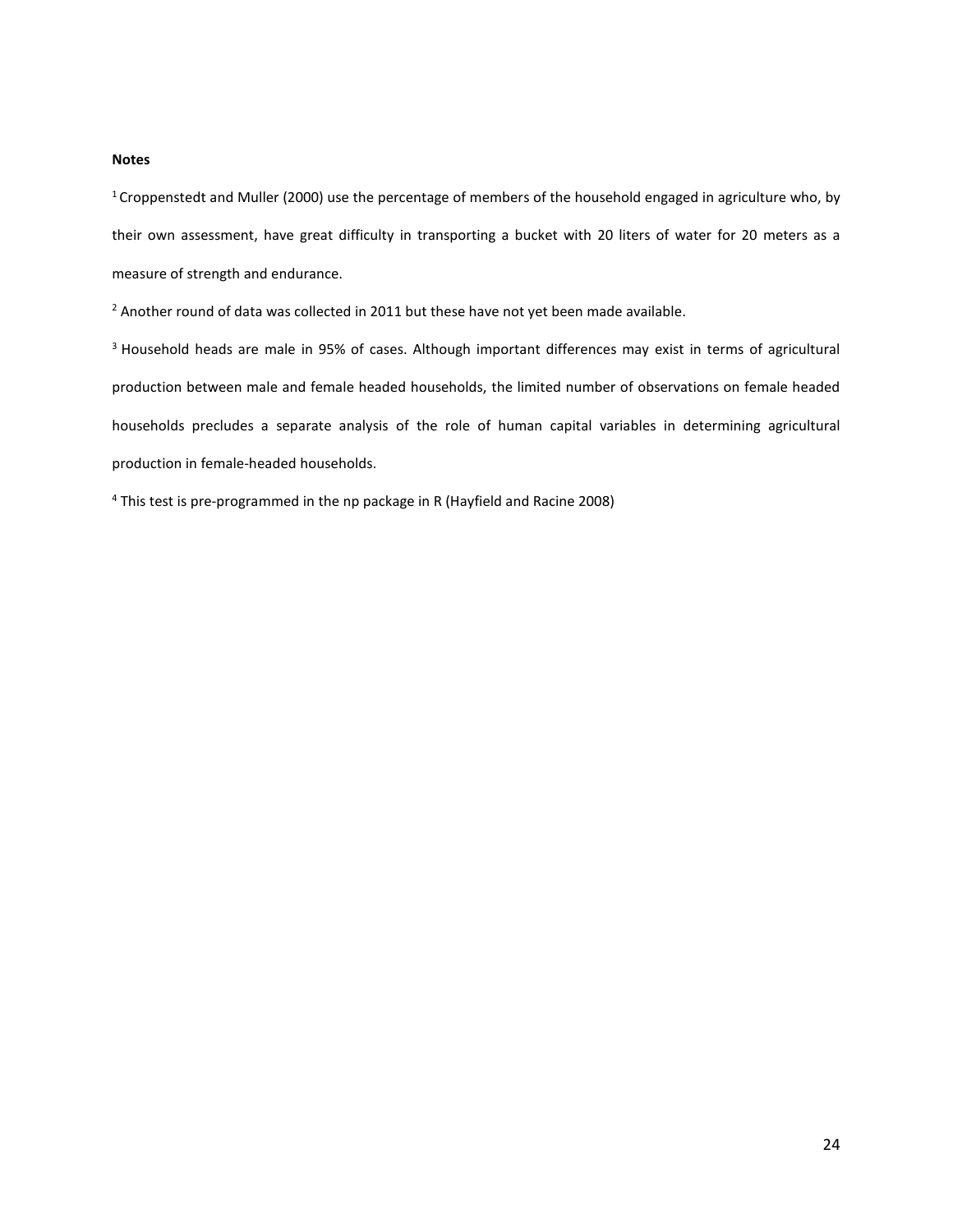**Notes**

[1] Croppenstedt and Muller (2000) use the percentage of members of the household engaged in agriculture who, by their own assessment, have great difficulty in transporting a bucket with 20 liters of water for 20 meters as a measure of strength and endurance.

[2] Another round of data was collected in 2011 but these have not yet been made available.

[3] Household heads are male in 95% of cases. Although important differences may exist in terms of agricultural production between male and female headed households, the limited number of observations on female headed households precludes a separate analysis of the role of human capital variables in determining agricultural production in female-headed households.

[4] This test is pre-programmed in the np package in R (Hayfield and Racine 2008)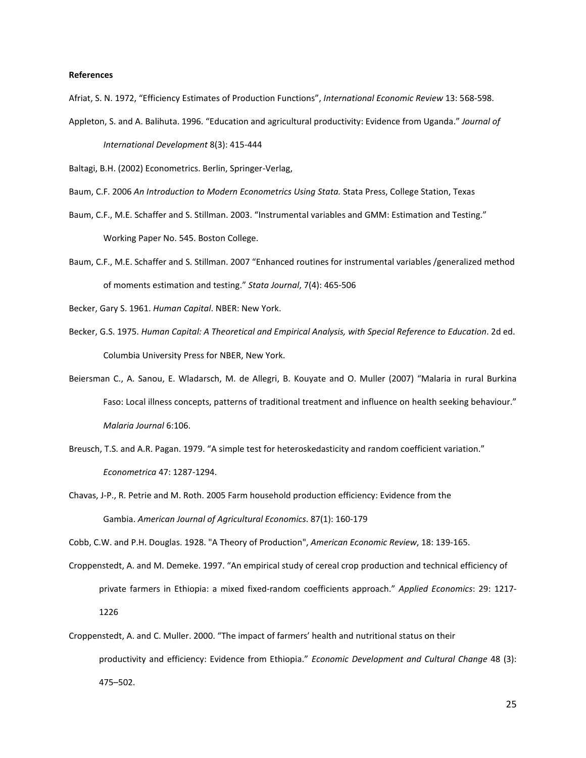**References**

Afriat, S. N. 1972, "Efficiency Estimates of Production Functions", *International Economic Review* 13: 568-598.

Appleton, S. and A. Balihuta. 1996. "Education and agricultural productivity: Evidence from Uganda." *Journal of International Development* 8(3): 415-444

Baltagi, B.H. (2002) Econometrics. Berlin, Springer-Verlag,

Baum, C.F. 2006 *An Introduction to Modern Econometrics Using Stata.* Stata Press, College Station, Texas

Baum, C.F., M.E. Schaffer and S. Stillman. 2003. "Instrumental variables and GMM: Estimation and Testing." Working Paper No. 545. Boston College.

Baum, C.F., M.E. Schaffer and S. Stillman. 2007 "Enhanced routines for instrumental variables /generalized method of moments estimation and testing." *Stata Journal*, 7(4): 465-506

Becker, Gary S. 1961. *Human Capital*. NBER: New York.

Becker, G.S. 1975. *Human Capital: A Theoretical and Empirical Analysis, with Special Reference to Education*. 2d ed. Columbia University Press for NBER, New York.

Beiersman C., A. Sanou, E. Wladarsch, M. de Allegri, B. Kouyate and O. Muller (2007) "Malaria in rural Burkina Faso: Local illness concepts, patterns of traditional treatment and influence on health seeking behaviour." *Malaria Journal* 6:106.

Breusch, T.S. and A.R. Pagan. 1979. "A simple test for heteroskedasticity and random coefficient variation." *Econometrica* 47: 1287-1294.

Chavas, J-P., R. Petrie and M. Roth. 2005 Farm household production efficiency: Evidence from the Gambia. *American Journal of Agricultural Economics*. 87(1): 160-179

Cobb, C.W. and P.H. Douglas. 1928. "A Theory of Production", *American Economic Review*, 18: 139-165.

Croppenstedt, A. and M. Demeke. 1997. "An empirical study of cereal crop production and technical efficiency of private farmers in Ethiopia: a mixed fixed-random coefficients approach." *Applied Economics*: 29: 1217-1226

Croppenstedt, A. and C. Muller. 2000. "The impact of farmers' health and nutritional status on their productivity and efficiency: Evidence from Ethiopia." *Economic Development and Cultural Change* 48 (3): 475–502.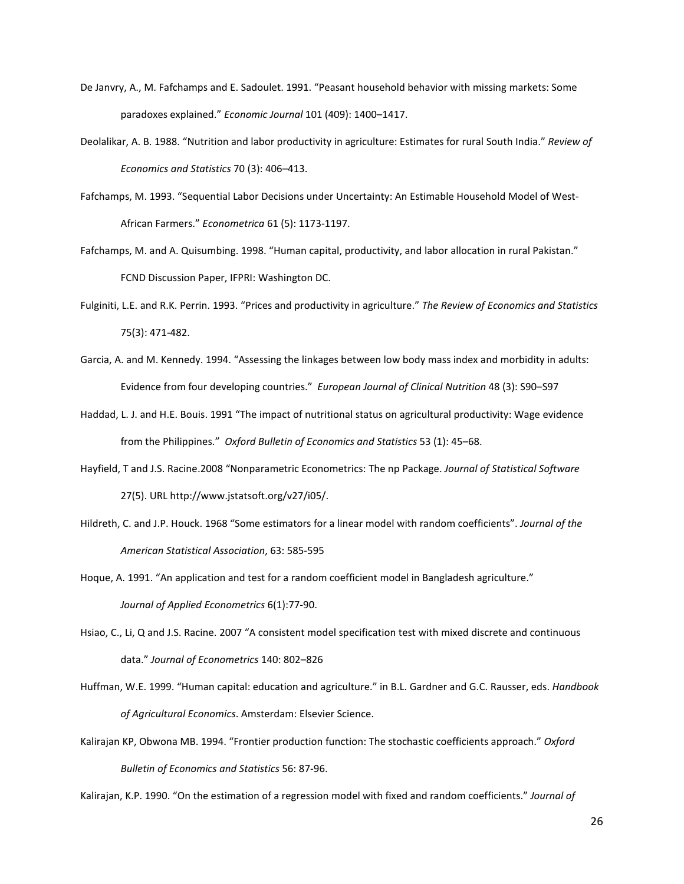De Janvry, A., M. Fafchamps and E. Sadoulet. 1991. "Peasant household behavior with missing markets: Some paradoxes explained." *Economic Journal* 101 (409): 1400–1417.

Deolalikar, A. B. 1988. "Nutrition and labor productivity in agriculture: Estimates for rural South India." *Review of Economics and Statistics* 70 (3): 406–413.

Fafchamps, M. 1993. "Sequential Labor Decisions under Uncertainty: An Estimable Household Model of West-African Farmers." *Econometrica* 61 (5): 1173-1197.

Fafchamps, M. and A. Quisumbing. 1998. "Human capital, productivity, and labor allocation in rural Pakistan." FCND Discussion Paper, IFPRI: Washington DC.

Fulginiti, L.E. and R.K. Perrin. 1993. "Prices and productivity in agriculture." *The Review of Economics and Statistics* 75(3): 471-482.

Garcia, A. and M. Kennedy. 1994. "Assessing the linkages between low body mass index and morbidity in adults: Evidence from four developing countries." *European Journal of Clinical Nutrition* 48 (3): S90–S97

Haddad, L. J. and H.E. Bouis. 1991 "The impact of nutritional status on agricultural productivity: Wage evidence from the Philippines." *Oxford Bulletin of Economics and Statistics* 53 (1): 45–68.

Hayfield, T and J.S. Racine.2008 "Nonparametric Econometrics: The np Package. *Journal of Statistical Software* 27(5). URL http://www.jstatsoft.org/v27/i05/.

Hildreth, C. and J.P. Houck. 1968 "Some estimators for a linear model with random coefficients". *Journal of the American Statistical Association*, 63: 585-595

Hoque, A. 1991. "An application and test for a random coefficient model in Bangladesh agriculture." *Journal of Applied Econometrics* 6(1):77-90.

Hsiao, C., Li, Q and J.S. Racine. 2007 "A consistent model specification test with mixed discrete and continuous data." *Journal of Econometrics* 140: 802–826

Huffman, W.E. 1999. "Human capital: education and agriculture." in B.L. Gardner and G.C. Rausser, eds. *Handbook of Agricultural Economics*. Amsterdam: Elsevier Science.

Kalirajan KP, Obwona MB. 1994. "Frontier production function: The stochastic coefficients approach." *Oxford Bulletin of Economics and Statistics* 56: 87-96.

Kalirajan, K.P. 1990. "On the estimation of a regression model with fixed and random coefficients." *Journal of*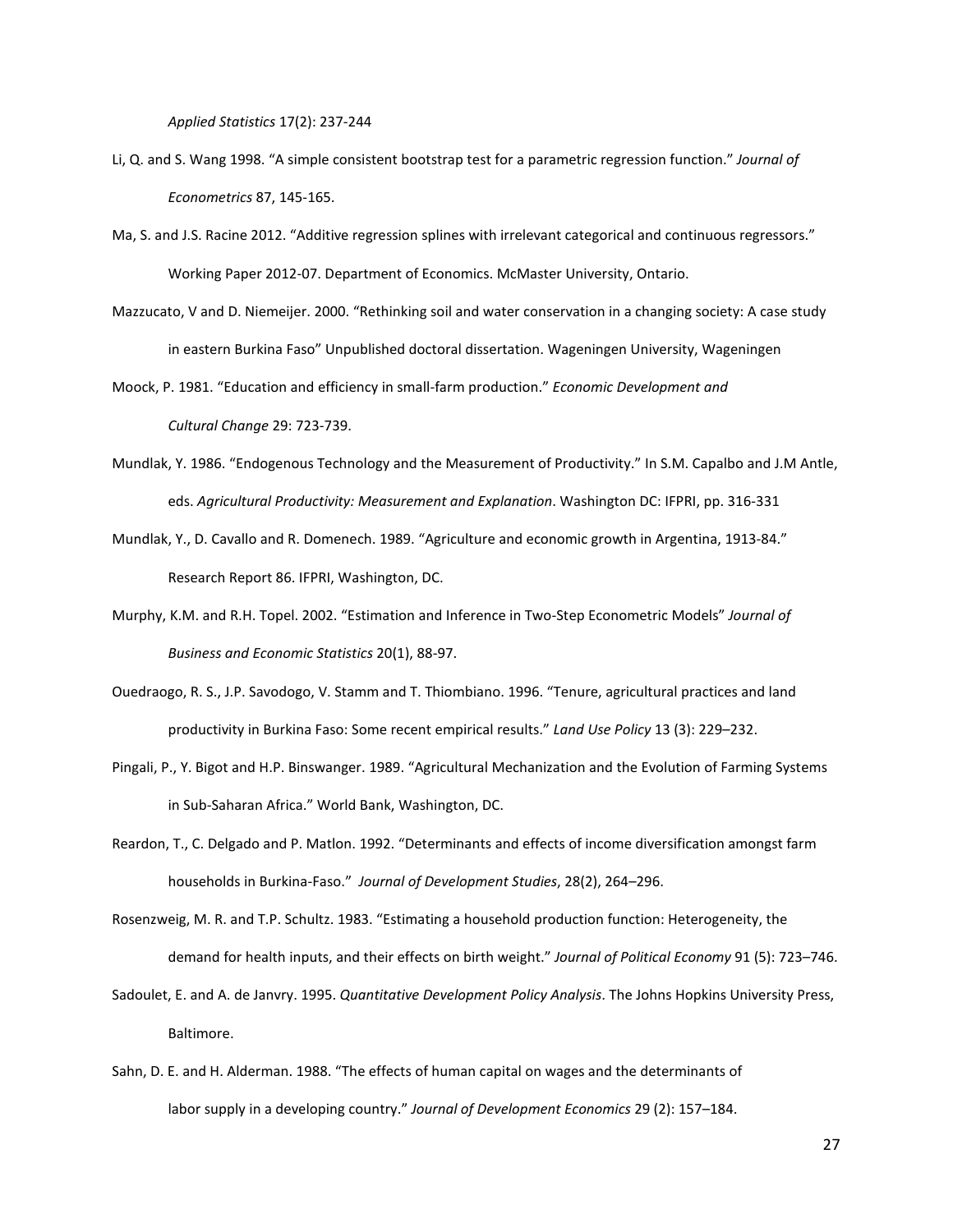*Applied Statistics* 17(2): 237-244

Li, Q. and S. Wang 1998. "A simple consistent bootstrap test for a parametric regression function." *Journal of Econometrics* 87, 145-165.

Ma, S. and J.S. Racine 2012. "Additive regression splines with irrelevant categorical and continuous regressors." Working Paper 2012-07. Department of Economics. McMaster University, Ontario.

Mazzucato, V and D. Niemeijer. 2000. "Rethinking soil and water conservation in a changing society: A case study in eastern Burkina Faso" Unpublished doctoral dissertation. Wageningen University, Wageningen

Moock, P. 1981. "Education and efficiency in small-farm production." *Economic Development and Cultural Change* 29: 723-739.

Mundlak, Y. 1986. "Endogenous Technology and the Measurement of Productivity." In S.M. Capalbo and J.M Antle, eds. *Agricultural Productivity: Measurement and Explanation*. Washington DC: IFPRI, pp. 316-331

Mundlak, Y., D. Cavallo and R. Domenech. 1989. "Agriculture and economic growth in Argentina, 1913-84." Research Report 86. IFPRI, Washington, DC.

Murphy, K.M. and R.H. Topel. 2002. "Estimation and Inference in Two-Step Econometric Models" *Journal of Business and Economic Statistics* 20(1), 88-97.

Ouedraogo, R. S., J.P. Savodogo, V. Stamm and T. Thiombiano. 1996. "Tenure, agricultural practices and land productivity in Burkina Faso: Some recent empirical results." *Land Use Policy* 13 (3): 229–232.

Pingali, P., Y. Bigot and H.P. Binswanger. 1989. "Agricultural Mechanization and the Evolution of Farming Systems in Sub-Saharan Africa." World Bank, Washington, DC.

Reardon, T., C. Delgado and P. Matlon. 1992. "Determinants and effects of income diversification amongst farm households in Burkina-Faso." *Journal of Development Studies*, 28(2), 264–296.

Rosenzweig, M. R. and T.P. Schultz. 1983. "Estimating a household production function: Heterogeneity, the demand for health inputs, and their effects on birth weight." *Journal of Political Economy* 91 (5): 723–746.

Sadoulet, E. and A. de Janvry. 1995. *Quantitative Development Policy Analysis*. The Johns Hopkins University Press, Baltimore.

Sahn, D. E. and H. Alderman. 1988. "The effects of human capital on wages and the determinants of labor supply in a developing country." *Journal of Development Economics* 29 (2): 157–184.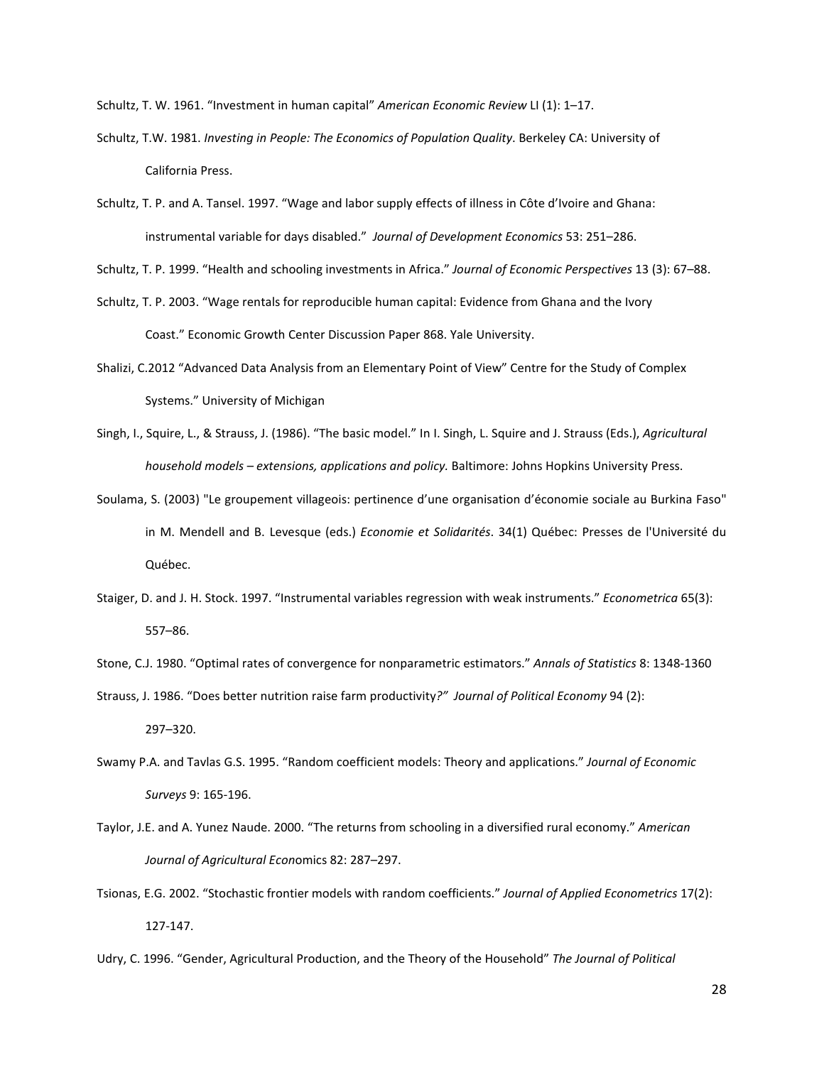Schultz, T. W. 1961. "Investment in human capital" *American Economic Review* LI (1): 1–17.

Schultz, T.W. 1981. *Investing in People: The Economics of Population Quality*. Berkeley CA: University of California Press.

Schultz, T. P. and A. Tansel. 1997. "Wage and labor supply effects of illness in Côte d'Ivoire and Ghana: instrumental variable for days disabled." *Journal of Development Economics* 53: 251–286.

Schultz, T. P. 1999. "Health and schooling investments in Africa." *Journal of Economic Perspectives* 13 (3): 67–88.

Schultz, T. P. 2003. "Wage rentals for reproducible human capital: Evidence from Ghana and the Ivory Coast." Economic Growth Center Discussion Paper 868. Yale University.

Shalizi, C.2012 "Advanced Data Analysis from an Elementary Point of View" Centre for the Study of Complex Systems." University of Michigan

Singh, I., Squire, L., & Strauss, J. (1986). "The basic model." In I. Singh, L. Squire and J. Strauss (Eds.), *Agricultural household models – extensions, applications and policy.* Baltimore: Johns Hopkins University Press.

Soulama, S. (2003) "Le groupement villageois: pertinence d'une organisation d'économie sociale au Burkina Faso" in M. Mendell and B. Levesque (eds.) *Economie et Solidarités*. 34(1) Québec: Presses de l'Université du Québec.

Staiger, D. and J. H. Stock. 1997. "Instrumental variables regression with weak instruments." *Econometrica* 65(3): 557–86.

Stone, C.J. 1980. "Optimal rates of convergence for nonparametric estimators." *Annals of Statistics* 8: 1348-1360

Strauss, J. 1986. "Does better nutrition raise farm productivity*?" Journal of Political Economy* 94 (2): 297–320.

Swamy P.A. and Tavlas G.S. 1995. "Random coefficient models: Theory and applications." *Journal of Economic Surveys* 9: 165-196.

Taylor, J.E. and A. Yunez Naude. 2000. "The returns from schooling in a diversified rural economy." *American Journal of Agricultural Econ*omics 82: 287–297.

Tsionas, E.G. 2002. "Stochastic frontier models with random coefficients." *Journal of Applied Econometrics* 17(2): 127-147.

Udry, C. 1996. "Gender, Agricultural Production, and the Theory of the Household" *The Journal of Political*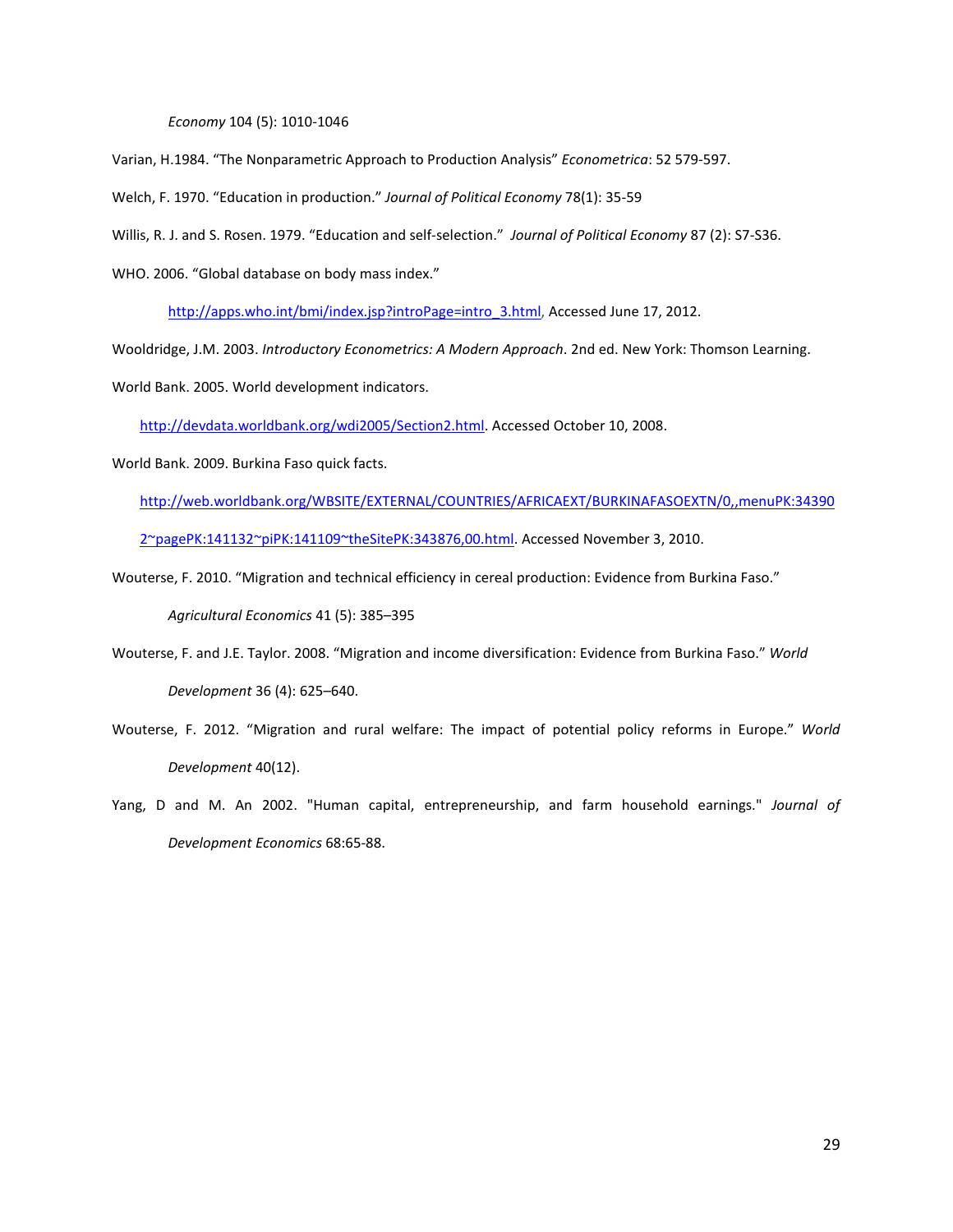*Economy* 104 (5): 1010-1046

Varian, H.1984. "The Nonparametric Approach to Production Analysis" *Econometrica*: 52 579-597.

Welch, F. 1970. "Education in production." *Journal of Political Economy* 78(1): 35-59

Willis, R. J. and S. Rosen. 1979. "Education and self-selection." *Journal of Political Economy* 87 (2): S7-S36.

WHO. 2006. "Global database on body mass index."

http://apps.who.int/bmi/index.jsp?introPage=intro_3.html, Accessed June 17, 2012.

Wooldridge, J.M. 2003. *Introductory Econometrics: A Modern Approach*. 2nd ed. New York: Thomson Learning.

World Bank. 2005. World development indicators.

http://devdata.worldbank.org/wdi2005/Section2.html. Accessed October 10, 2008.

World Bank. 2009. Burkina Faso quick facts.

http://web.worldbank.org/WBSITE/EXTERNAL/COUNTRIES/AFRICAEXT/BURKINAFASOEXTN/0,,menuPK:343902~pagePK:141132~piPK:141109~theSitePK:343876,00.html. Accessed November 3, 2010.

Wouterse, F. 2010. "Migration and technical efficiency in cereal production: Evidence from Burkina Faso." *Agricultural Economics* 41 (5): 385–395

Wouterse, F. and J.E. Taylor. 2008. "Migration and income diversification: Evidence from Burkina Faso." *World Development* 36 (4): 625–640.

Wouterse, F. 2012. "Migration and rural welfare: The impact of potential policy reforms in Europe." *World Development* 40(12).

Yang, D and M. An 2002. "Human capital, entrepreneurship, and farm household earnings." *Journal of Development Economics* 68:65-88.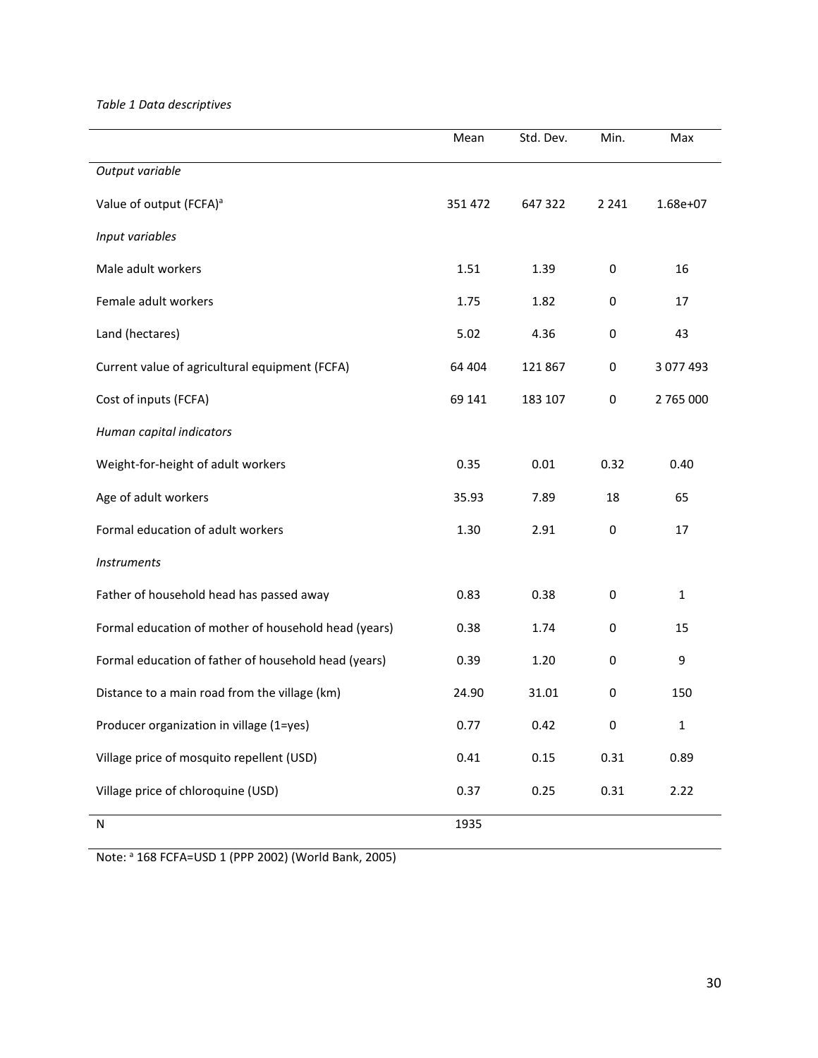*Table 1 Data descriptives*

| | Mean | Std. Dev. | Min. | Max |
|---|---|---|---|---|
| *Output variable* | | | | |
| Value of output (FCFA)[a] | 351 472 | 647 322 | 2 241 | 1.68e+07 |
| *Input variables* | | | | |
| Male adult workers | 1.51 | 1.39 | 0 | 16 |
| Female adult workers | 1.75 | 1.82 | 0 | 17 |
| Land (hectares) | 5.02 | 4.36 | 0 | 43 |
| Current value of agricultural equipment (FCFA) | 64 404 | 121 867 | 0 | 3 077 493 |
| Cost of inputs (FCFA) | 69 141 | 183 107 | 0 | 2 765 000 |
| *Human capital indicators* | | | | |
| Weight-for-height of adult workers | 0.35 | 0.01 | 0.32 | 0.40 |
| Age of adult workers | 35.93 | 7.89 | 18 | 65 |
| Formal education of adult workers | 1.30 | 2.91 | 0 | 17 |
| *Instruments* | | | | |
| Father of household head has passed away | 0.83 | 0.38 | 0 | 1 |
| Formal education of mother of household head (years) | 0.38 | 1.74 | 0 | 15 |
| Formal education of father of household head (years) | 0.39 | 1.20 | 0 | 9 |
| Distance to a main road from the village (km) | 24.90 | 31.01 | 0 | 150 |
| Producer organization in village (1=yes) | 0.77 | 0.42 | 0 | 1 |
| Village price of mosquito repellent (USD) | 0.41 | 0.15 | 0.31 | 0.89 |
| Village price of chloroquine (USD) | 0.37 | 0.25 | 0.31 | 2.22 |
| N | 1935 | | | |

Note: [a] 168 FCFA=USD 1 (PPP 2002) (World Bank, 2005)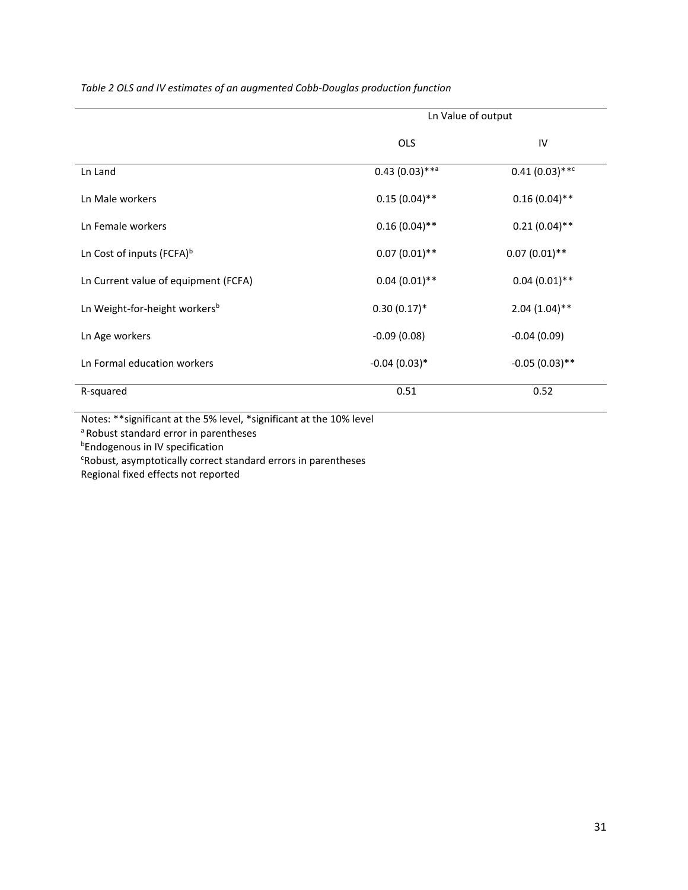*Table 2 OLS and IV estimates of an augmented Cobb-Douglas production function*

| | Ln Value of output | |
|---|---|---|
| | OLS | IV |
| Ln Land | 0.43 (0.03)**[a] | 0.41 (0.03)**[c] |
| Ln Male workers | 0.15 (0.04)** | 0.16 (0.04)** |
| Ln Female workers | 0.16 (0.04)** | 0.21 (0.04)** |
| Ln Cost of inputs (FCFA)[b] | 0.07 (0.01)** | 0.07 (0.01)** |
| Ln Current value of equipment (FCFA) | 0.04 (0.01)** | 0.04 (0.01)** |
| Ln Weight-for-height workers[b] | 0.30 (0.17)* | 2.04 (1.04)** |
| Ln Age workers | -0.09 (0.08) | -0.04 (0.09) |
| Ln Formal education workers | -0.04 (0.03)* | -0.05 (0.03)** |
| R-squared | 0.51 | 0.52 |

Notes: **significant at the 5% level, *significant at the 10% level

[a] Robust standard error in parentheses

[b] Endogenous in IV specification

[c] Robust, asymptotically correct standard errors in parentheses

Regional fixed effects not reported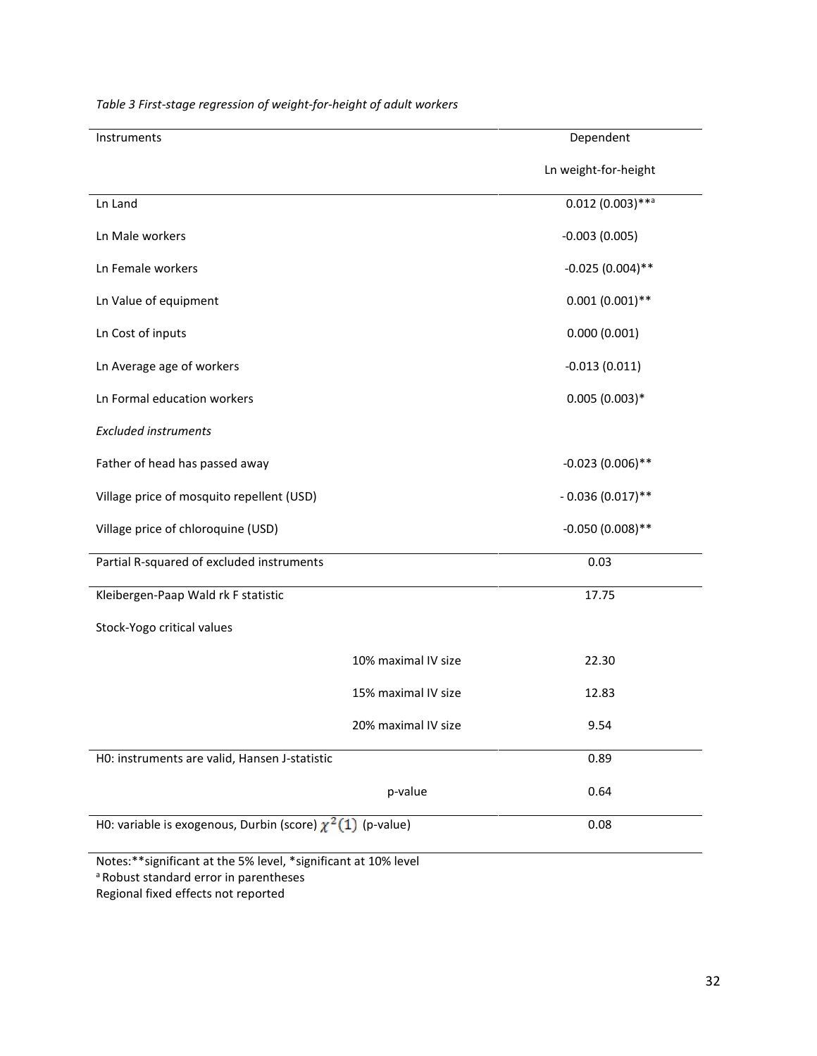*Table 3 First-stage regression of weight-for-height of adult workers*

| Instruments | | Dependent |
|---|---|---|
| | | Ln weight-for-height |
| Ln Land | | 0.012 (0.003)**[a] |
| Ln Male workers | | -0.003 (0.005) |
| Ln Female workers | | -0.025 (0.004)** |
| Ln Value of equipment | | 0.001 (0.001)** |
| Ln Cost of inputs | | 0.000 (0.001) |
| Ln Average age of workers | | -0.013 (0.011) |
| Ln Formal education workers | | 0.005 (0.003)* |
| *Excluded instruments* | | |
| Father of head has passed away | | -0.023 (0.006)** |
| Village price of mosquito repellent (USD) | | - 0.036 (0.017)** |
| Village price of chloroquine (USD) | | -0.050 (0.008)** |
| Partial R-squared of excluded instruments | | 0.03 |
| Kleibergen-Paap Wald rk F statistic | | 17.75 |
| Stock-Yogo critical values | | |
| | 10% maximal IV size | 22.30 |
| | 15% maximal IV size | 12.83 |
| | 20% maximal IV size | 9.54 |
| H0: instruments are valid, Hansen J-statistic | | 0.89 |
| | p-value | 0.64 |
| H0: variable is exogenous, Durbin (score) $\chi^2(1)$ (p-value) | | 0.08 |

Notes:**significant at the 5% level, *significant at 10% level
[a] Robust standard error in parentheses
Regional fixed effects not reported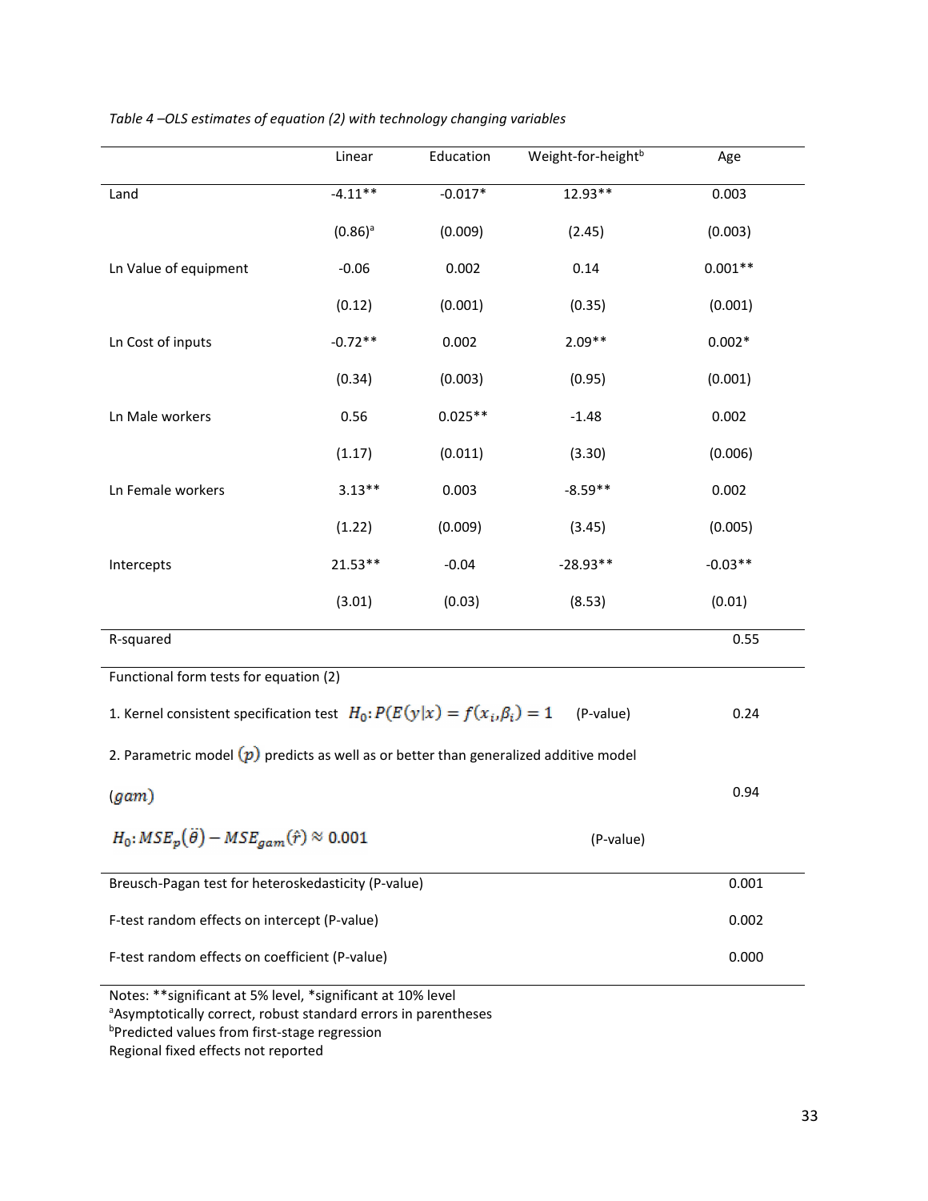*Table 4 –OLS estimates of equation (2) with technology changing variables*

| | Linear | Education | Weight-for-height[b] | Age |
|---|---|---|---|---|
| Land | -4.11** | -0.017* | 12.93** | 0.003 |
| | (0.86)[a] | (0.009) | (2.45) | (0.003) |
| Ln Value of equipment | -0.06 | 0.002 | 0.14 | 0.001** |
| | (0.12) | (0.001) | (0.35) | (0.001) |
| Ln Cost of inputs | -0.72** | 0.002 | 2.09** | 0.002* |
| | (0.34) | (0.003) | (0.95) | (0.001) |
| Ln Male workers | 0.56 | 0.025** | -1.48 | 0.002 |
| | (1.17) | (0.011) | (3.30) | (0.006) |
| Ln Female workers | 3.13** | 0.003 | -8.59** | 0.002 |
| | (1.22) | (0.009) | (3.45) | (0.005) |
| Intercepts | 21.53** | -0.04 | -28.93** | -0.03** |
| | (3.01) | (0.03) | (8.53) | (0.01) |
| R-squared | | | | 0.55 |
| Functional form tests for equation (2) | | | | |
| 1. Kernel consistent specification test $H_0: P(E(y\|x) = f(x_i, \beta_i) = 1$ (P-value) | | | | 0.24 |
| 2. Parametric model $(p)$ predicts as well as or better than generalized additive model $(gam)$ $H_0: MSE_p(\ddot{\theta}) - MSE_{gam}(\hat{r}) \approx 0.001$ (P-value) | | | | 0.94 |
| Breusch-Pagan test for heteroskedasticity (P-value) | | | | 0.001 |
| F-test random effects on intercept (P-value) | | | | 0.002 |
| F-test random effects on coefficient (P-value) | | | | 0.000 |

Notes: **significant at 5% level, *significant at 10% level
[a]Asymptotically correct, robust standard errors in parentheses
[b]Predicted values from first-stage regression
Regional fixed effects not reported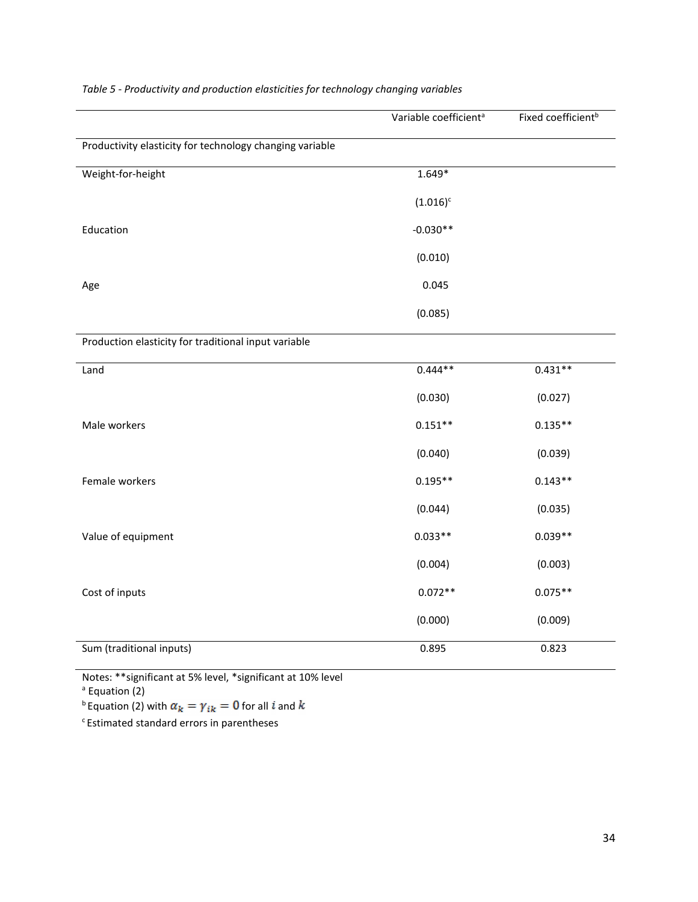*Table 5 - Productivity and production elasticities for technology changing variables*

| | Variable coefficient[a] | Fixed coefficient[b] |
|---|---|---|
| Productivity elasticity for technology changing variable | | |
| Weight-for-height | 1.649* | |
| | (1.016)[c] | |
| Education | -0.030** | |
| | (0.010) | |
| Age | 0.045 | |
| | (0.085) | |
| Production elasticity for traditional input variable | | |
| Land | 0.444** | 0.431** |
| | (0.030) | (0.027) |
| Male workers | 0.151** | 0.135** |
| | (0.040) | (0.039) |
| Female workers | 0.195** | 0.143** |
| | (0.044) | (0.035) |
| Value of equipment | 0.033** | 0.039** |
| | (0.004) | (0.003) |
| Cost of inputs | 0.072** | 0.075** |
| | (0.000) | (0.009) |
| Sum (traditional inputs) | 0.895 | 0.823 |

Notes: **significant at 5% level, *significant at 10% level

[a] Equation (2)

[b] Equation (2) with $\alpha_k = \gamma_{ik} = 0$ for all $i$ and $k$

[c] Estimated standard errors in parentheses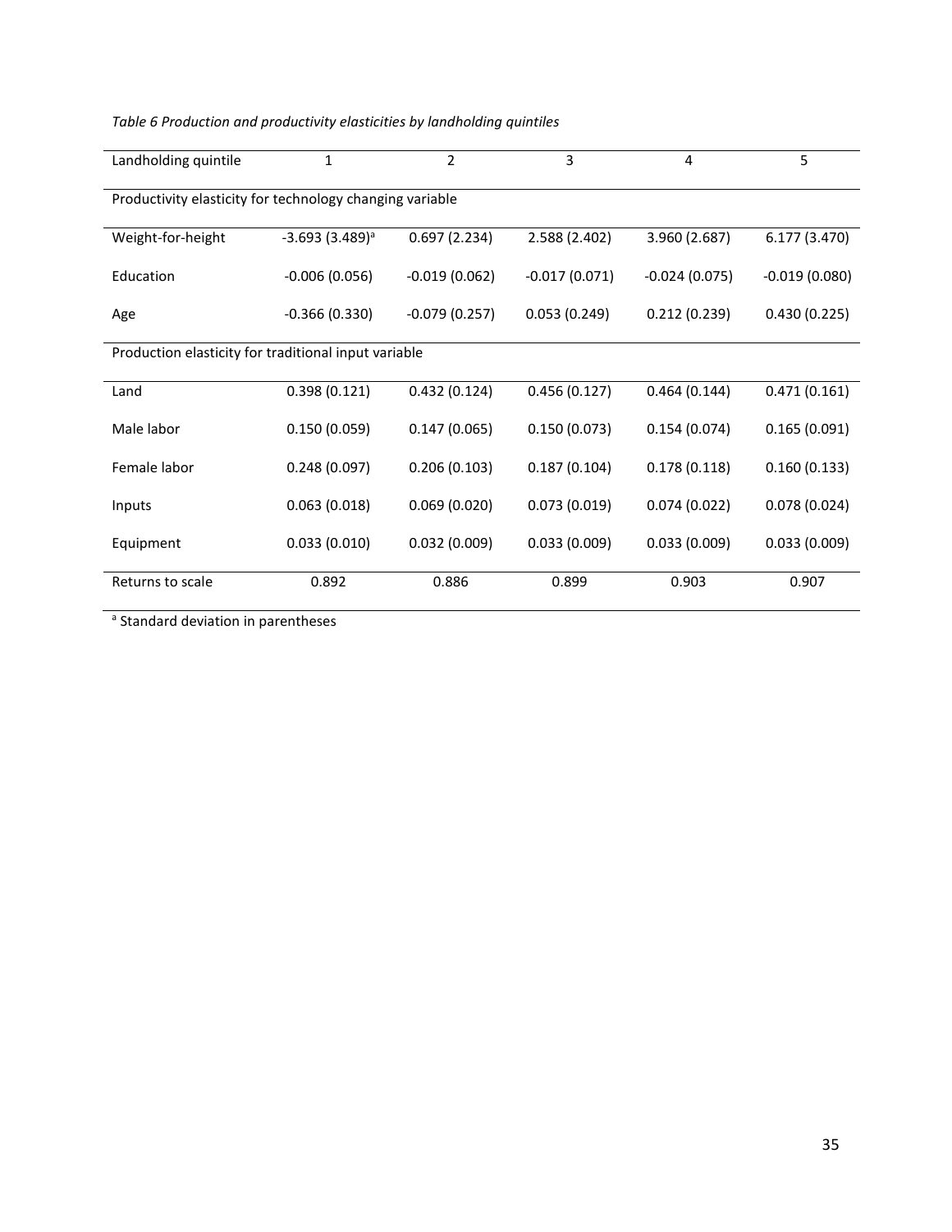*Table 6 Production and productivity elasticities by landholding quintiles*

| Landholding quintile | 1 | 2 | 3 | 4 | 5 |
|---|---|---|---|---|---|
| Productivity elasticity for technology changing variable | | | | | |
| Weight-for-height | -3.693 (3.489)[a] | 0.697 (2.234) | 2.588 (2.402) | 3.960 (2.687) | 6.177 (3.470) |
| Education | -0.006 (0.056) | -0.019 (0.062) | -0.017 (0.071) | -0.024 (0.075) | -0.019 (0.080) |
| Age | -0.366 (0.330) | -0.079 (0.257) | 0.053 (0.249) | 0.212 (0.239) | 0.430 (0.225) |
| Production elasticity for traditional input variable | | | | | |
| Land | 0.398 (0.121) | 0.432 (0.124) | 0.456 (0.127) | 0.464 (0.144) | 0.471 (0.161) |
| Male labor | 0.150 (0.059) | 0.147 (0.065) | 0.150 (0.073) | 0.154 (0.074) | 0.165 (0.091) |
| Female labor | 0.248 (0.097) | 0.206 (0.103) | 0.187 (0.104) | 0.178 (0.118) | 0.160 (0.133) |
| Inputs | 0.063 (0.018) | 0.069 (0.020) | 0.073 (0.019) | 0.074 (0.022) | 0.078 (0.024) |
| Equipment | 0.033 (0.010) | 0.032 (0.009) | 0.033 (0.009) | 0.033 (0.009) | 0.033 (0.009) |
| Returns to scale | 0.892 | 0.886 | 0.899 | 0.903 | 0.907 |

[a] Standard deviation in parentheses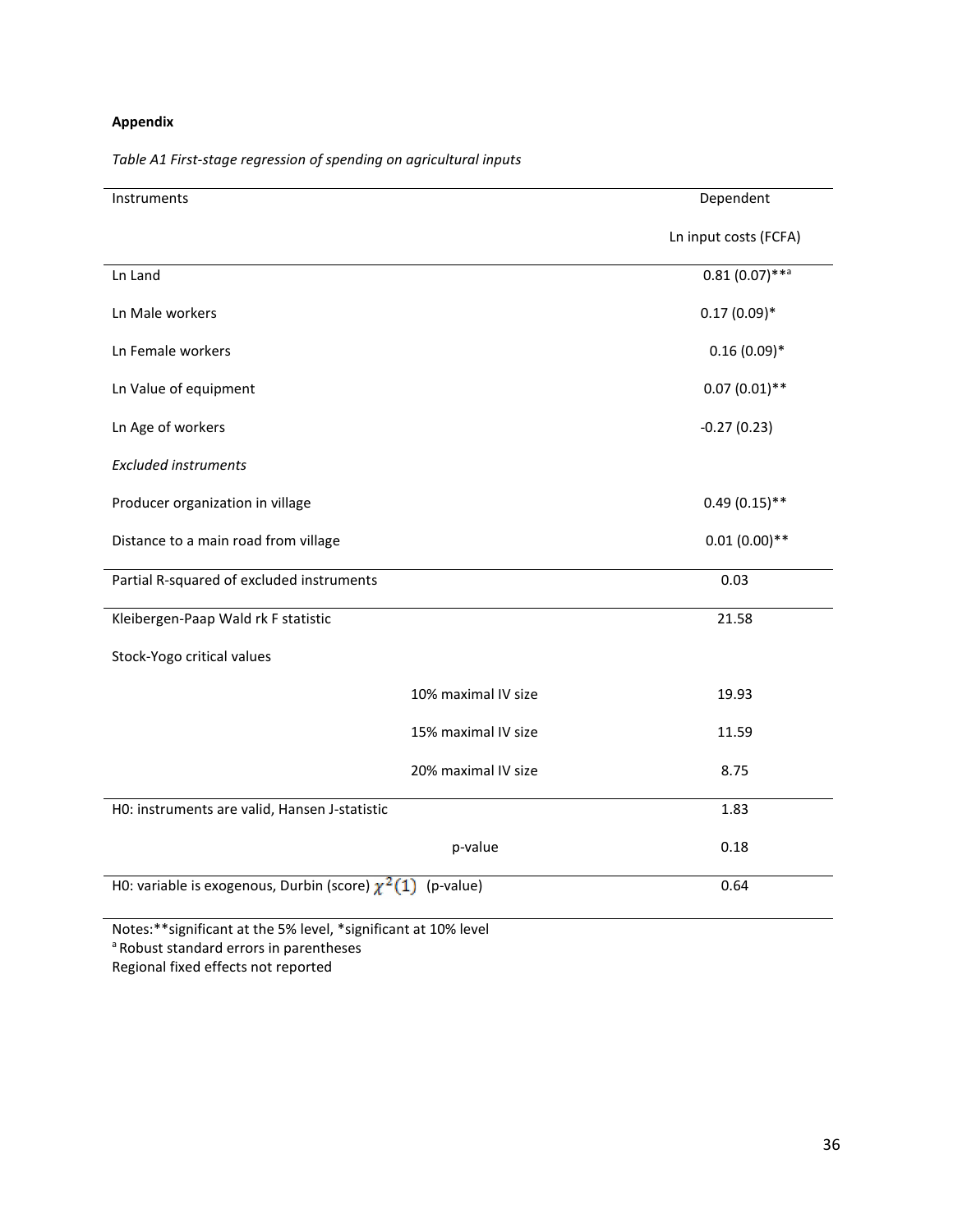**Appendix**

*Table A1 First-stage regression of spending on agricultural inputs*

| Instruments | | Dependent |
|---|---|---|
| | | Ln input costs (FCFA) |
| Ln Land | | 0.81 (0.07)**[a] |
| Ln Male workers | | 0.17 (0.09)* |
| Ln Female workers | | 0.16 (0.09)* |
| Ln Value of equipment | | 0.07 (0.01)** |
| Ln Age of workers | | -0.27 (0.23) |
| *Excluded instruments* | | |
| Producer organization in village | | 0.49 (0.15)** |
| Distance to a main road from village | | 0.01 (0.00)** |
| Partial R-squared of excluded instruments | | 0.03 |
| Kleibergen-Paap Wald rk F statistic | | 21.58 |
| Stock-Yogo critical values | | |
| | 10% maximal IV size | 19.93 |
| | 15% maximal IV size | 11.59 |
| | 20% maximal IV size | 8.75 |
| H0: instruments are valid, Hansen J-statistic | | 1.83 |
| | p-value | 0.18 |
| H0: variable is exogenous, Durbin (score) $\chi^2(1)$ (p-value) | | 0.64 |

Notes:**significant at the 5% level, *significant at 10% level
[a] Robust standard errors in parentheses
Regional fixed effects not reported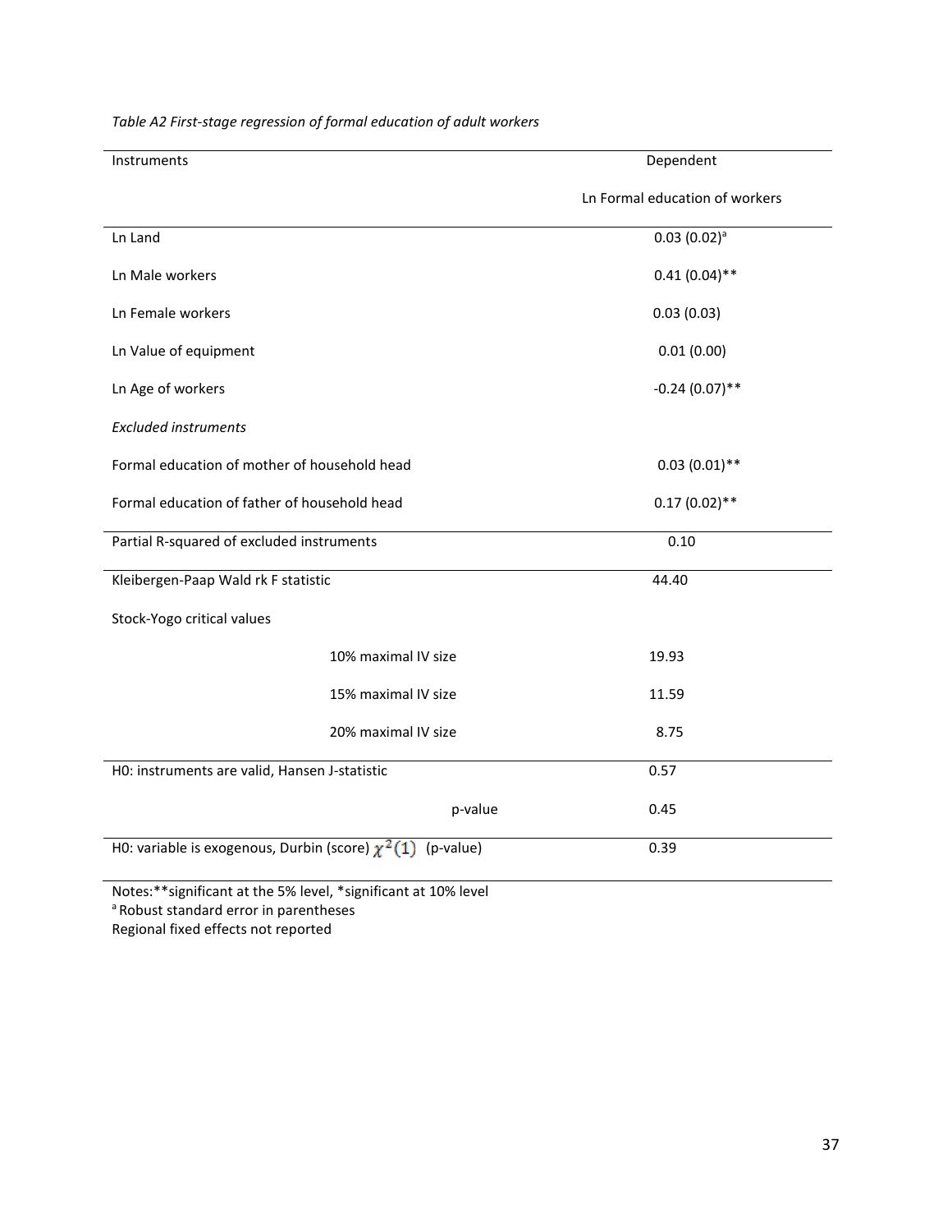*Table A2 First-stage regression of formal education of adult workers*

| Instruments | | Dependent |
|---|---|---|
| | | Ln Formal education of workers |
| Ln Land | | 0.03 (0.02)[a] |
| Ln Male workers | | 0.41 (0.04)** |
| Ln Female workers | | 0.03 (0.03) |
| Ln Value of equipment | | 0.01 (0.00) |
| Ln Age of workers | | -0.24 (0.07)** |
| *Excluded instruments* | | |
| Formal education of mother of household head | | 0.03 (0.01)** |
| Formal education of father of household head | | 0.17 (0.02)** |
| Partial R-squared of excluded instruments | | 0.10 |
| Kleibergen-Paap Wald rk F statistic | | 44.40 |
| Stock-Yogo critical values | | |
| | 10% maximal IV size | 19.93 |
| | 15% maximal IV size | 11.59 |
| | 20% maximal IV size | 8.75 |
| H0: instruments are valid, Hansen J-statistic | | 0.57 |
| | p-value | 0.45 |
| H0: variable is exogenous, Durbin (score) $\chi^2(1)$ (p-value) | | 0.39 |

Notes:**significant at the 5% level, *significant at 10% level
[a] Robust standard error in parentheses
Regional fixed effects not reported